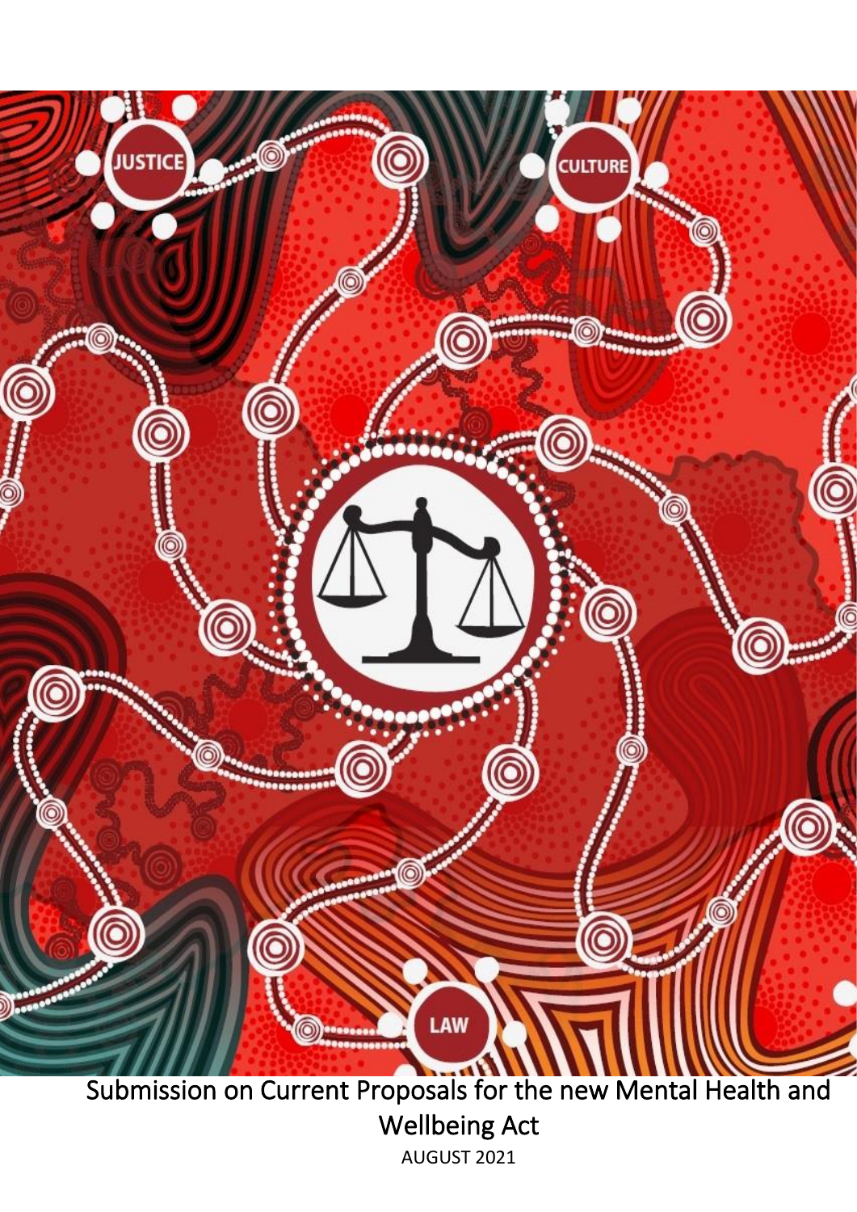# Submission on Current Proposals for the new Mental Health and Wellbeing Act

AUGUST 2021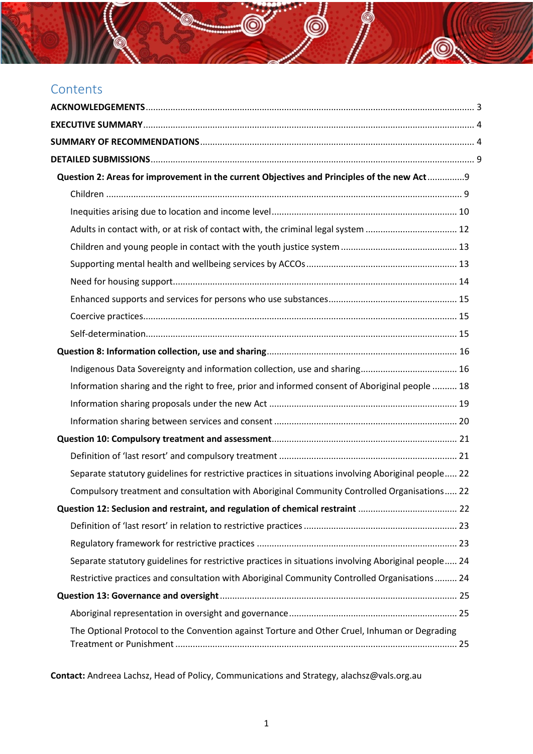## Contents

**ACKNOWLEDGEMENTS** ..... 3

**EXECUTIVE SUMMARY** ..... 4

**SUMMARY OF RECOMMENDATIONS** ..... 4

**DETAILED SUBMISSIONS** ..... 9

- **Question 2: Areas for improvement in the current Objectives and Principles of the new Act** ..... 9
  - Children ..... 9
  - Inequities arising due to location and income level ..... 10
  - Adults in contact with, or at risk of contact with, the criminal legal system ..... 12
  - Children and young people in contact with the youth justice system ..... 13
  - Supporting mental health and wellbeing services by ACCOs ..... 13
  - Need for housing support ..... 14
  - Enhanced supports and services for persons who use substances ..... 15
  - Coercive practices ..... 15
  - Self-determination ..... 15
- **Question 8: Information collection, use and sharing** ..... 16
  - Indigenous Data Sovereignty and information collection, use and sharing ..... 16
  - Information sharing and the right to free, prior and informed consent of Aboriginal people ..... 18
  - Information sharing proposals under the new Act ..... 19
  - Information sharing between services and consent ..... 20
- **Question 10: Compulsory treatment and assessment** ..... 21
  - Definition of 'last resort' and compulsory treatment ..... 21
  - Separate statutory guidelines for restrictive practices in situations involving Aboriginal people ..... 22
  - Compulsory treatment and consultation with Aboriginal Community Controlled Organisations ..... 22
- **Question 12: Seclusion and restraint, and regulation of chemical restraint** ..... 22
  - Definition of 'last resort' in relation to restrictive practices ..... 23
  - Regulatory framework for restrictive practices ..... 23
  - Separate statutory guidelines for restrictive practices in situations involving Aboriginal people ..... 24
  - Restrictive practices and consultation with Aboriginal Community Controlled Organisations ..... 24
- **Question 13: Governance and oversight** ..... 25
  - Aboriginal representation in oversight and governance ..... 25
  - The Optional Protocol to the Convention against Torture and Other Cruel, Inhuman or Degrading Treatment or Punishment ..... 25

**Contact:** Andreea Lachsz, Head of Policy, Communications and Strategy, alachsz@vals.org.au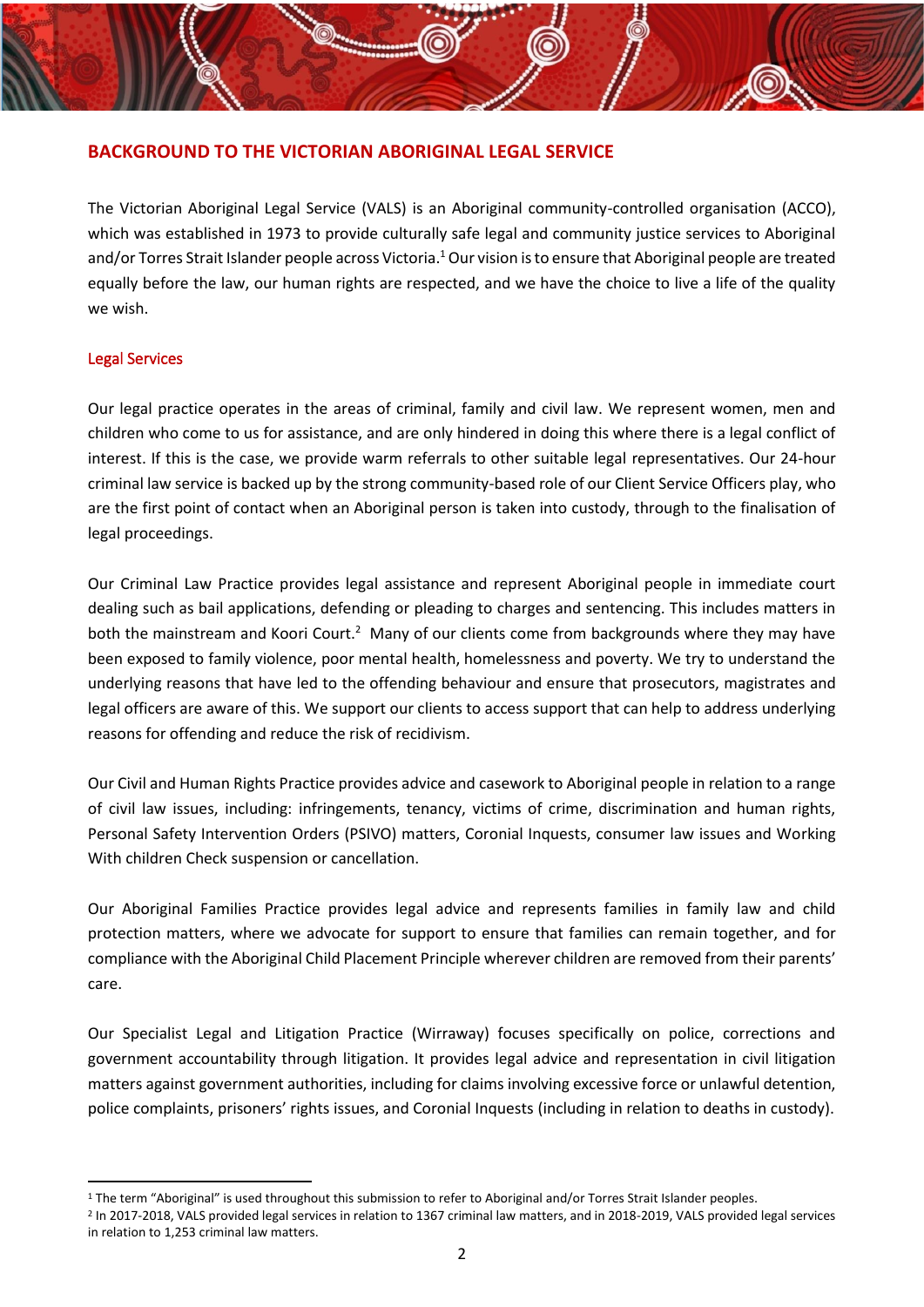## BACKGROUND TO THE VICTORIAN ABORIGINAL LEGAL SERVICE

The Victorian Aboriginal Legal Service (VALS) is an Aboriginal community-controlled organisation (ACCO), which was established in 1973 to provide culturally safe legal and community justice services to Aboriginal and/or Torres Strait Islander people across Victoria.[1] Our vision is to ensure that Aboriginal people are treated equally before the law, our human rights are respected, and we have the choice to live a life of the quality we wish.

### Legal Services

Our legal practice operates in the areas of criminal, family and civil law. We represent women, men and children who come to us for assistance, and are only hindered in doing this where there is a legal conflict of interest. If this is the case, we provide warm referrals to other suitable legal representatives. Our 24-hour criminal law service is backed up by the strong community-based role of our Client Service Officers play, who are the first point of contact when an Aboriginal person is taken into custody, through to the finalisation of legal proceedings.

Our Criminal Law Practice provides legal assistance and represent Aboriginal people in immediate court dealing such as bail applications, defending or pleading to charges and sentencing. This includes matters in both the mainstream and Koori Court.[2] Many of our clients come from backgrounds where they may have been exposed to family violence, poor mental health, homelessness and poverty. We try to understand the underlying reasons that have led to the offending behaviour and ensure that prosecutors, magistrates and legal officers are aware of this. We support our clients to access support that can help to address underlying reasons for offending and reduce the risk of recidivism.

Our Civil and Human Rights Practice provides advice and casework to Aboriginal people in relation to a range of civil law issues, including: infringements, tenancy, victims of crime, discrimination and human rights, Personal Safety Intervention Orders (PSIVO) matters, Coronial Inquests, consumer law issues and Working With children Check suspension or cancellation.

Our Aboriginal Families Practice provides legal advice and represents families in family law and child protection matters, where we advocate for support to ensure that families can remain together, and for compliance with the Aboriginal Child Placement Principle wherever children are removed from their parents' care.

Our Specialist Legal and Litigation Practice (Wirraway) focuses specifically on police, corrections and government accountability through litigation. It provides legal advice and representation in civil litigation matters against government authorities, including for claims involving excessive force or unlawful detention, police complaints, prisoners' rights issues, and Coronial Inquests (including in relation to deaths in custody).

---

[1] The term "Aboriginal" is used throughout this submission to refer to Aboriginal and/or Torres Strait Islander peoples.

[2] In 2017-2018, VALS provided legal services in relation to 1367 criminal law matters, and in 2018-2019, VALS provided legal services in relation to 1,253 criminal law matters.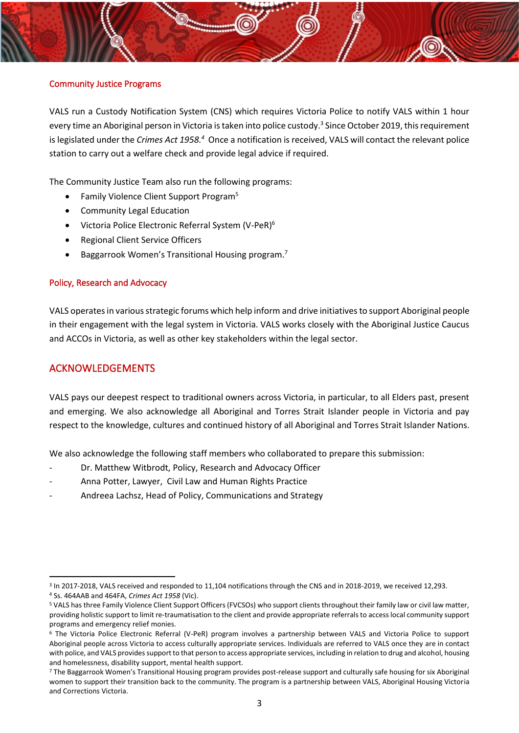### Community Justice Programs

VALS run a Custody Notification System (CNS) which requires Victoria Police to notify VALS within 1 hour every time an Aboriginal person in Victoria is taken into police custody.[3] Since October 2019, this requirement is legislated under the *Crimes Act 1958.*[4] Once a notification is received, VALS will contact the relevant police station to carry out a welfare check and provide legal advice if required.

The Community Justice Team also run the following programs:

- Family Violence Client Support Program[5]
- Community Legal Education
- Victoria Police Electronic Referral System (V-PeR)[6]
- Regional Client Service Officers
- Baggarrook Women's Transitional Housing program.[7]

### Policy, Research and Advocacy

VALS operates in various strategic forums which help inform and drive initiatives to support Aboriginal people in their engagement with the legal system in Victoria. VALS works closely with the Aboriginal Justice Caucus and ACCOs in Victoria, as well as other key stakeholders within the legal sector.

## ACKNOWLEDGEMENTS

VALS pays our deepest respect to traditional owners across Victoria, in particular, to all Elders past, present and emerging. We also acknowledge all Aboriginal and Torres Strait Islander people in Victoria and pay respect to the knowledge, cultures and continued history of all Aboriginal and Torres Strait Islander Nations.

We also acknowledge the following staff members who collaborated to prepare this submission:

- Dr. Matthew Witbrodt, Policy, Research and Advocacy Officer
- Anna Potter, Lawyer, Civil Law and Human Rights Practice
- Andreea Lachsz, Head of Policy, Communications and Strategy

---

[3] In 2017-2018, VALS received and responded to 11,104 notifications through the CNS and in 2018-2019, we received 12,293.

[4] Ss. 464AAB and 464FA, *Crimes Act 1958* (Vic).

[5] VALS has three Family Violence Client Support Officers (FVCSOs) who support clients throughout their family law or civil law matter, providing holistic support to limit re-traumatisation to the client and provide appropriate referrals to access local community support programs and emergency relief monies.

[6] The Victoria Police Electronic Referral (V-PeR) program involves a partnership between VALS and Victoria Police to support Aboriginal people across Victoria to access culturally appropriate services. Individuals are referred to VALS once they are in contact with police, and VALS provides support to that person to access appropriate services, including in relation to drug and alcohol, housing and homelessness, disability support, mental health support.

[7] The Baggarrook Women's Transitional Housing program provides post-release support and culturally safe housing for six Aboriginal women to support their transition back to the community. The program is a partnership between VALS, Aboriginal Housing Victoria and Corrections Victoria.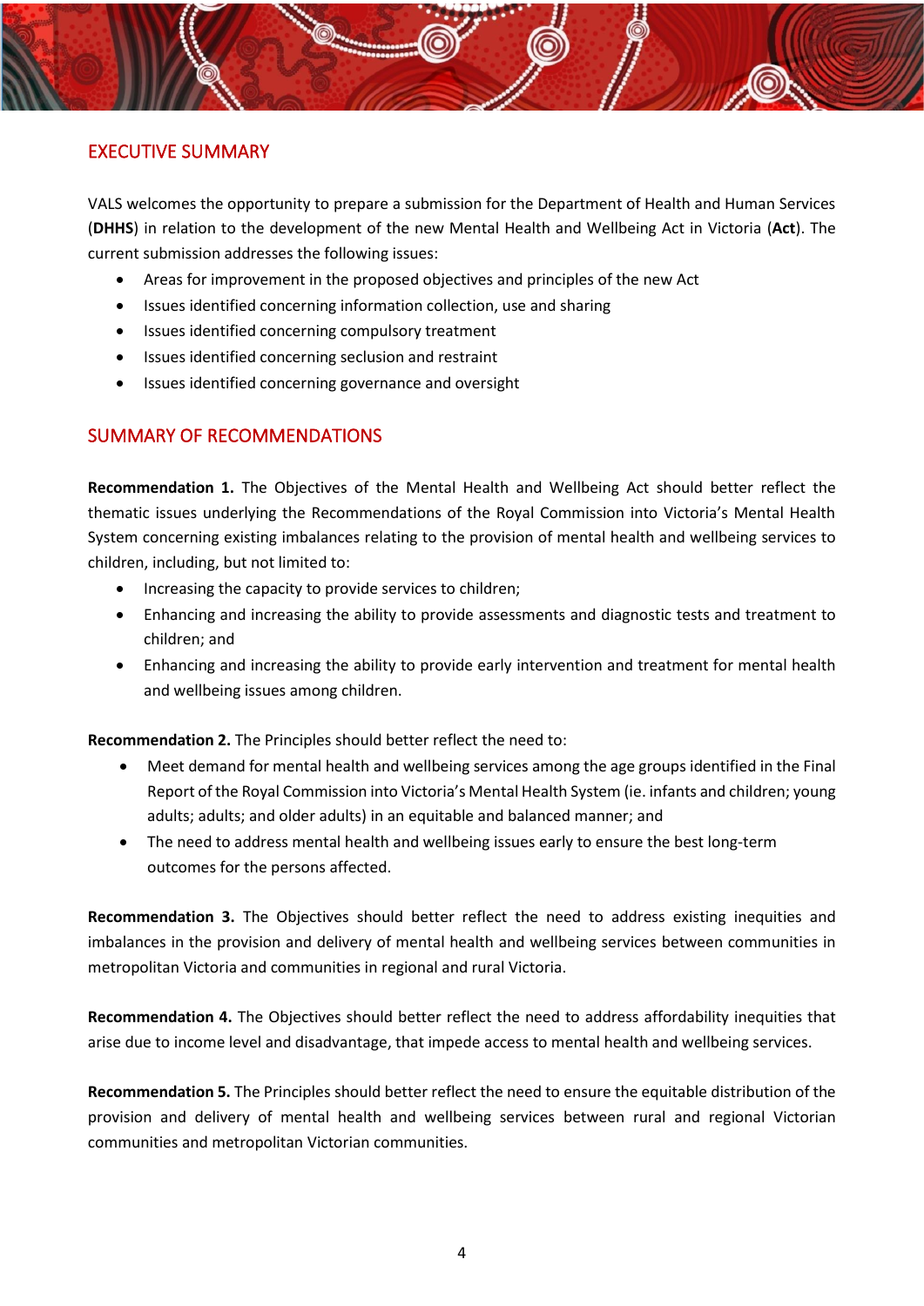## EXECUTIVE SUMMARY

VALS welcomes the opportunity to prepare a submission for the Department of Health and Human Services (**DHHS**) in relation to the development of the new Mental Health and Wellbeing Act in Victoria (**Act**). The current submission addresses the following issues:

- Areas for improvement in the proposed objectives and principles of the new Act
- Issues identified concerning information collection, use and sharing
- Issues identified concerning compulsory treatment
- Issues identified concerning seclusion and restraint
- Issues identified concerning governance and oversight

## SUMMARY OF RECOMMENDATIONS

**Recommendation 1.** The Objectives of the Mental Health and Wellbeing Act should better reflect the thematic issues underlying the Recommendations of the Royal Commission into Victoria's Mental Health System concerning existing imbalances relating to the provision of mental health and wellbeing services to children, including, but not limited to:

- Increasing the capacity to provide services to children;
- Enhancing and increasing the ability to provide assessments and diagnostic tests and treatment to children; and
- Enhancing and increasing the ability to provide early intervention and treatment for mental health and wellbeing issues among children.

**Recommendation 2.** The Principles should better reflect the need to:

- Meet demand for mental health and wellbeing services among the age groups identified in the Final Report of the Royal Commission into Victoria's Mental Health System (ie. infants and children; young adults; adults; and older adults) in an equitable and balanced manner; and
- The need to address mental health and wellbeing issues early to ensure the best long-term outcomes for the persons affected.

**Recommendation 3.** The Objectives should better reflect the need to address existing inequities and imbalances in the provision and delivery of mental health and wellbeing services between communities in metropolitan Victoria and communities in regional and rural Victoria.

**Recommendation 4.** The Objectives should better reflect the need to address affordability inequities that arise due to income level and disadvantage, that impede access to mental health and wellbeing services.

**Recommendation 5.** The Principles should better reflect the need to ensure the equitable distribution of the provision and delivery of mental health and wellbeing services between rural and regional Victorian communities and metropolitan Victorian communities.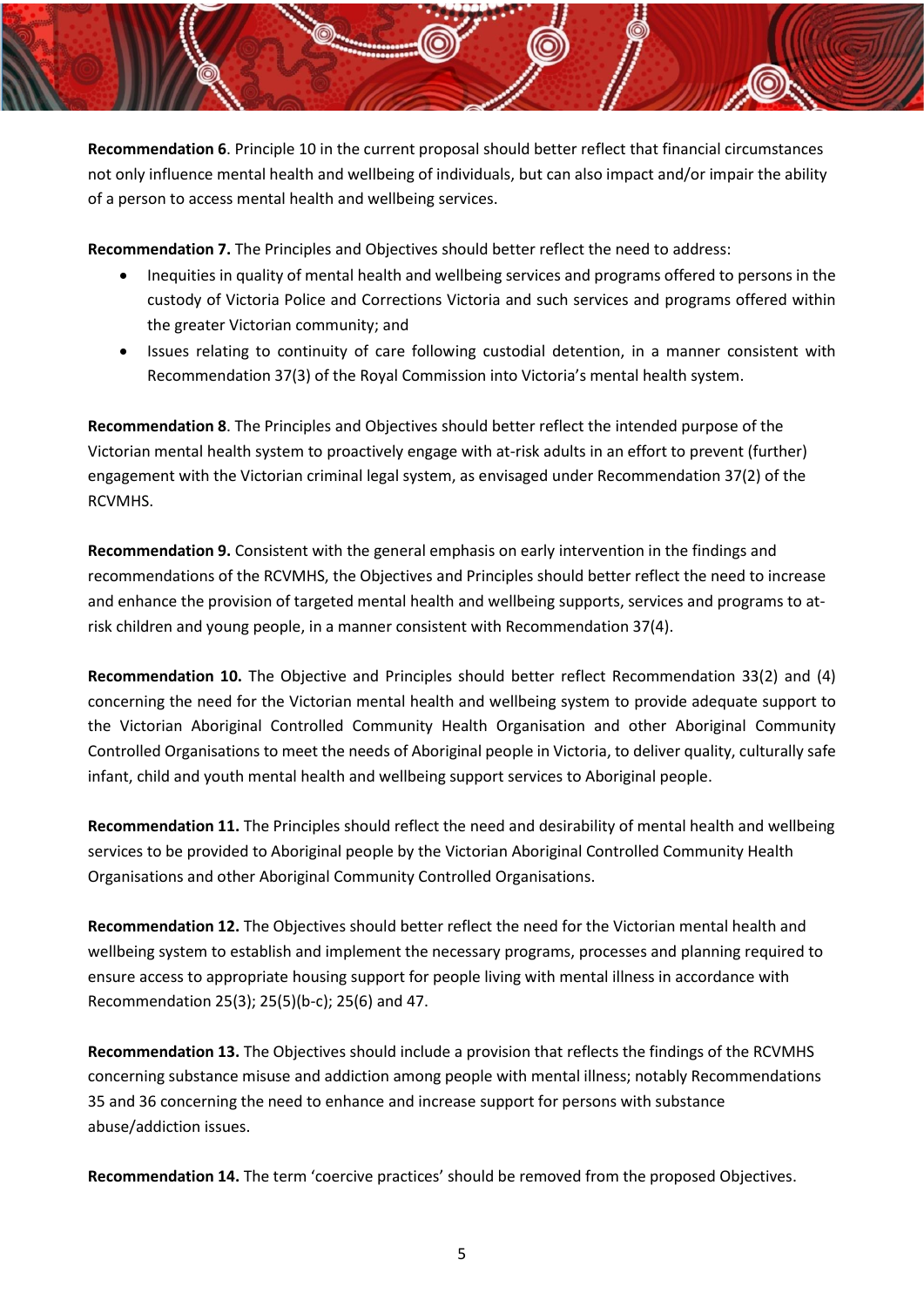**Recommendation 6**. Principle 10 in the current proposal should better reflect that financial circumstances not only influence mental health and wellbeing of individuals, but can also impact and/or impair the ability of a person to access mental health and wellbeing services.

**Recommendation 7.** The Principles and Objectives should better reflect the need to address:

- Inequities in quality of mental health and wellbeing services and programs offered to persons in the custody of Victoria Police and Corrections Victoria and such services and programs offered within the greater Victorian community; and
- Issues relating to continuity of care following custodial detention, in a manner consistent with Recommendation 37(3) of the Royal Commission into Victoria's mental health system.

**Recommendation 8**. The Principles and Objectives should better reflect the intended purpose of the Victorian mental health system to proactively engage with at-risk adults in an effort to prevent (further) engagement with the Victorian criminal legal system, as envisaged under Recommendation 37(2) of the RCVMHS.

**Recommendation 9.** Consistent with the general emphasis on early intervention in the findings and recommendations of the RCVMHS, the Objectives and Principles should better reflect the need to increase and enhance the provision of targeted mental health and wellbeing supports, services and programs to at-risk children and young people, in a manner consistent with Recommendation 37(4).

**Recommendation 10.** The Objective and Principles should better reflect Recommendation 33(2) and (4) concerning the need for the Victorian mental health and wellbeing system to provide adequate support to the Victorian Aboriginal Controlled Community Health Organisation and other Aboriginal Community Controlled Organisations to meet the needs of Aboriginal people in Victoria, to deliver quality, culturally safe infant, child and youth mental health and wellbeing support services to Aboriginal people.

**Recommendation 11.** The Principles should reflect the need and desirability of mental health and wellbeing services to be provided to Aboriginal people by the Victorian Aboriginal Controlled Community Health Organisations and other Aboriginal Community Controlled Organisations.

**Recommendation 12.** The Objectives should better reflect the need for the Victorian mental health and wellbeing system to establish and implement the necessary programs, processes and planning required to ensure access to appropriate housing support for people living with mental illness in accordance with Recommendation 25(3); 25(5)(b-c); 25(6) and 47.

**Recommendation 13.** The Objectives should include a provision that reflects the findings of the RCVMHS concerning substance misuse and addiction among people with mental illness; notably Recommendations 35 and 36 concerning the need to enhance and increase support for persons with substance abuse/addiction issues.

**Recommendation 14.** The term 'coercive practices' should be removed from the proposed Objectives.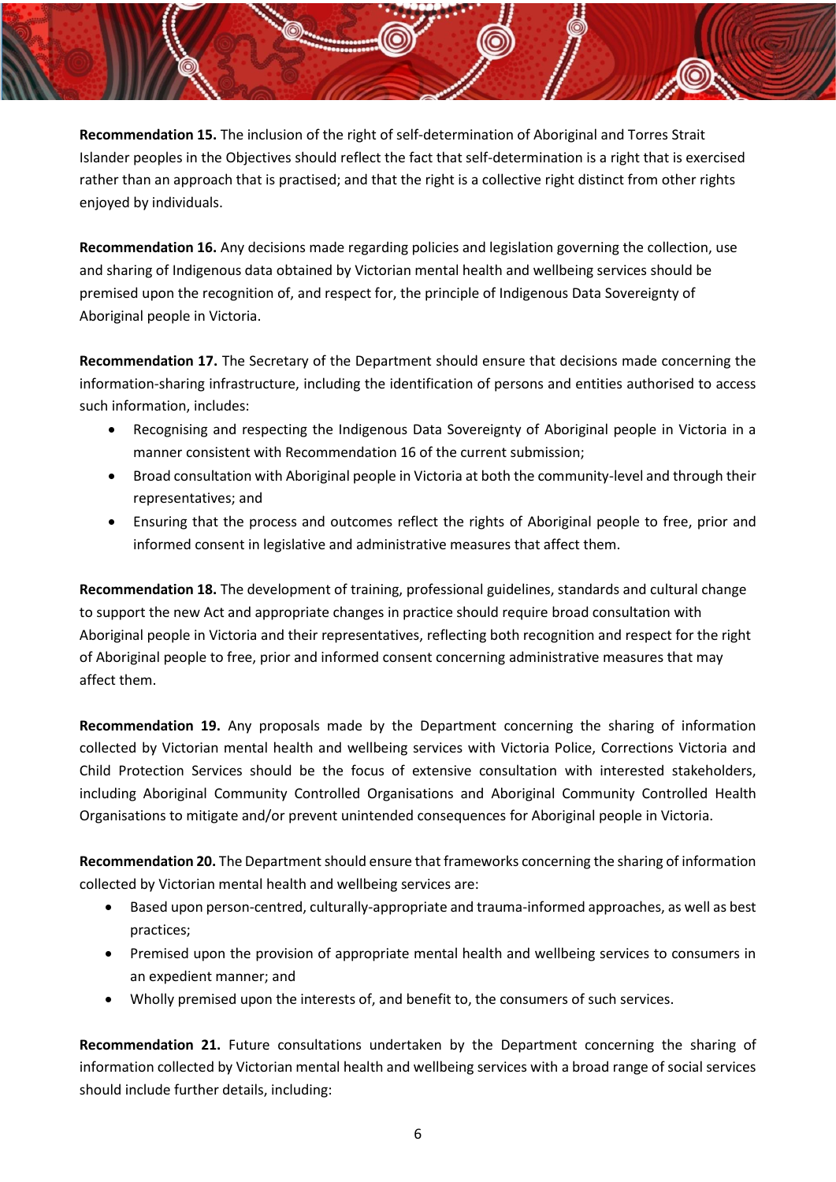**Recommendation 15.** The inclusion of the right of self-determination of Aboriginal and Torres Strait Islander peoples in the Objectives should reflect the fact that self-determination is a right that is exercised rather than an approach that is practised; and that the right is a collective right distinct from other rights enjoyed by individuals.

**Recommendation 16.** Any decisions made regarding policies and legislation governing the collection, use and sharing of Indigenous data obtained by Victorian mental health and wellbeing services should be premised upon the recognition of, and respect for, the principle of Indigenous Data Sovereignty of Aboriginal people in Victoria.

**Recommendation 17.** The Secretary of the Department should ensure that decisions made concerning the information-sharing infrastructure, including the identification of persons and entities authorised to access such information, includes:

- Recognising and respecting the Indigenous Data Sovereignty of Aboriginal people in Victoria in a manner consistent with Recommendation 16 of the current submission;
- Broad consultation with Aboriginal people in Victoria at both the community-level and through their representatives; and
- Ensuring that the process and outcomes reflect the rights of Aboriginal people to free, prior and informed consent in legislative and administrative measures that affect them.

**Recommendation 18.** The development of training, professional guidelines, standards and cultural change to support the new Act and appropriate changes in practice should require broad consultation with Aboriginal people in Victoria and their representatives, reflecting both recognition and respect for the right of Aboriginal people to free, prior and informed consent concerning administrative measures that may affect them.

**Recommendation 19.** Any proposals made by the Department concerning the sharing of information collected by Victorian mental health and wellbeing services with Victoria Police, Corrections Victoria and Child Protection Services should be the focus of extensive consultation with interested stakeholders, including Aboriginal Community Controlled Organisations and Aboriginal Community Controlled Health Organisations to mitigate and/or prevent unintended consequences for Aboriginal people in Victoria.

**Recommendation 20.** The Department should ensure that frameworks concerning the sharing of information collected by Victorian mental health and wellbeing services are:

- Based upon person-centred, culturally-appropriate and trauma-informed approaches, as well as best practices;
- Premised upon the provision of appropriate mental health and wellbeing services to consumers in an expedient manner; and
- Wholly premised upon the interests of, and benefit to, the consumers of such services.

**Recommendation 21.** Future consultations undertaken by the Department concerning the sharing of information collected by Victorian mental health and wellbeing services with a broad range of social services should include further details, including: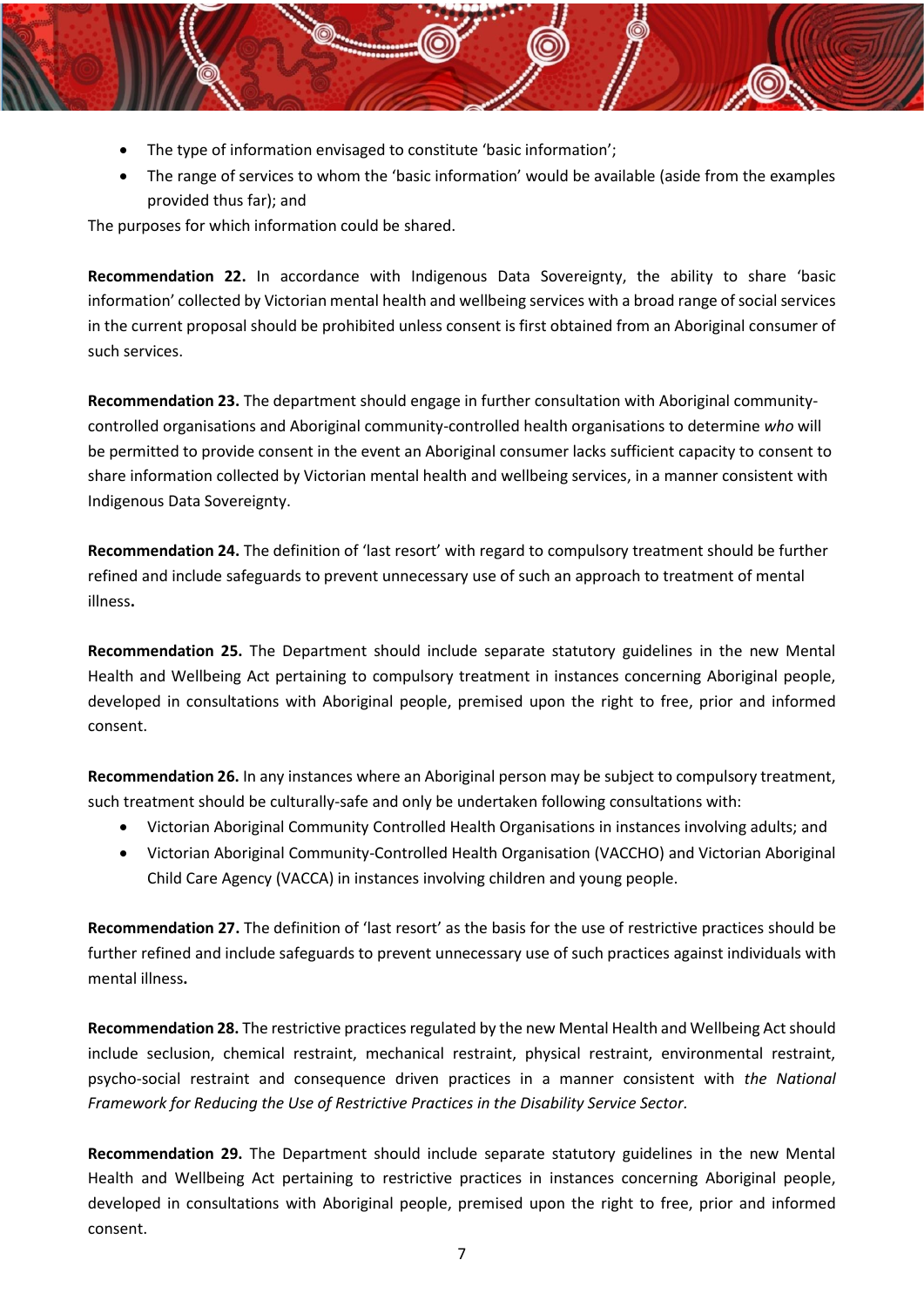- The type of information envisaged to constitute 'basic information';
- The range of services to whom the 'basic information' would be available (aside from the examples provided thus far); and

The purposes for which information could be shared.

**Recommendation 22.** In accordance with Indigenous Data Sovereignty, the ability to share 'basic information' collected by Victorian mental health and wellbeing services with a broad range of social services in the current proposal should be prohibited unless consent is first obtained from an Aboriginal consumer of such services.

**Recommendation 23.** The department should engage in further consultation with Aboriginal community-controlled organisations and Aboriginal community-controlled health organisations to determine *who* will be permitted to provide consent in the event an Aboriginal consumer lacks sufficient capacity to consent to share information collected by Victorian mental health and wellbeing services, in a manner consistent with Indigenous Data Sovereignty.

**Recommendation 24.** The definition of 'last resort' with regard to compulsory treatment should be further refined and include safeguards to prevent unnecessary use of such an approach to treatment of mental illness**.**

**Recommendation 25.** The Department should include separate statutory guidelines in the new Mental Health and Wellbeing Act pertaining to compulsory treatment in instances concerning Aboriginal people, developed in consultations with Aboriginal people, premised upon the right to free, prior and informed consent.

**Recommendation 26.** In any instances where an Aboriginal person may be subject to compulsory treatment, such treatment should be culturally-safe and only be undertaken following consultations with:

- Victorian Aboriginal Community Controlled Health Organisations in instances involving adults; and
- Victorian Aboriginal Community-Controlled Health Organisation (VACCHO) and Victorian Aboriginal Child Care Agency (VACCA) in instances involving children and young people.

**Recommendation 27.** The definition of 'last resort' as the basis for the use of restrictive practices should be further refined and include safeguards to prevent unnecessary use of such practices against individuals with mental illness**.**

**Recommendation 28.** The restrictive practices regulated by the new Mental Health and Wellbeing Act should include seclusion, chemical restraint, mechanical restraint, physical restraint, environmental restraint, psycho-social restraint and consequence driven practices in a manner consistent with *the National Framework for Reducing the Use of Restrictive Practices in the Disability Service Sector.*

**Recommendation 29.** The Department should include separate statutory guidelines in the new Mental Health and Wellbeing Act pertaining to restrictive practices in instances concerning Aboriginal people, developed in consultations with Aboriginal people, premised upon the right to free, prior and informed consent.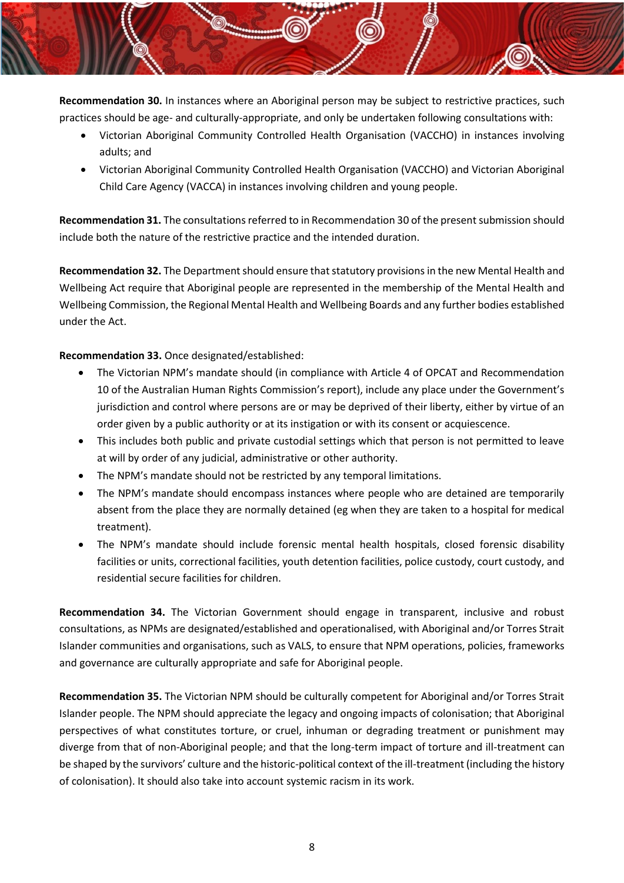**Recommendation 30.** In instances where an Aboriginal person may be subject to restrictive practices, such practices should be age- and culturally-appropriate, and only be undertaken following consultations with:

- Victorian Aboriginal Community Controlled Health Organisation (VACCHO) in instances involving adults; and
- Victorian Aboriginal Community Controlled Health Organisation (VACCHO) and Victorian Aboriginal Child Care Agency (VACCA) in instances involving children and young people.

**Recommendation 31.** The consultations referred to in Recommendation 30 of the present submission should include both the nature of the restrictive practice and the intended duration.

**Recommendation 32.** The Department should ensure that statutory provisions in the new Mental Health and Wellbeing Act require that Aboriginal people are represented in the membership of the Mental Health and Wellbeing Commission, the Regional Mental Health and Wellbeing Boards and any further bodies established under the Act.

**Recommendation 33.** Once designated/established:

- The Victorian NPM's mandate should (in compliance with Article 4 of OPCAT and Recommendation 10 of the Australian Human Rights Commission's report), include any place under the Government's jurisdiction and control where persons are or may be deprived of their liberty, either by virtue of an order given by a public authority or at its instigation or with its consent or acquiescence.
- This includes both public and private custodial settings which that person is not permitted to leave at will by order of any judicial, administrative or other authority.
- The NPM's mandate should not be restricted by any temporal limitations.
- The NPM's mandate should encompass instances where people who are detained are temporarily absent from the place they are normally detained (eg when they are taken to a hospital for medical treatment).
- The NPM's mandate should include forensic mental health hospitals, closed forensic disability facilities or units, correctional facilities, youth detention facilities, police custody, court custody, and residential secure facilities for children.

**Recommendation 34.** The Victorian Government should engage in transparent, inclusive and robust consultations, as NPMs are designated/established and operationalised, with Aboriginal and/or Torres Strait Islander communities and organisations, such as VALS, to ensure that NPM operations, policies, frameworks and governance are culturally appropriate and safe for Aboriginal people.

**Recommendation 35.** The Victorian NPM should be culturally competent for Aboriginal and/or Torres Strait Islander people. The NPM should appreciate the legacy and ongoing impacts of colonisation; that Aboriginal perspectives of what constitutes torture, or cruel, inhuman or degrading treatment or punishment may diverge from that of non-Aboriginal people; and that the long-term impact of torture and ill-treatment can be shaped by the survivors' culture and the historic-political context of the ill-treatment (including the history of colonisation). It should also take into account systemic racism in its work.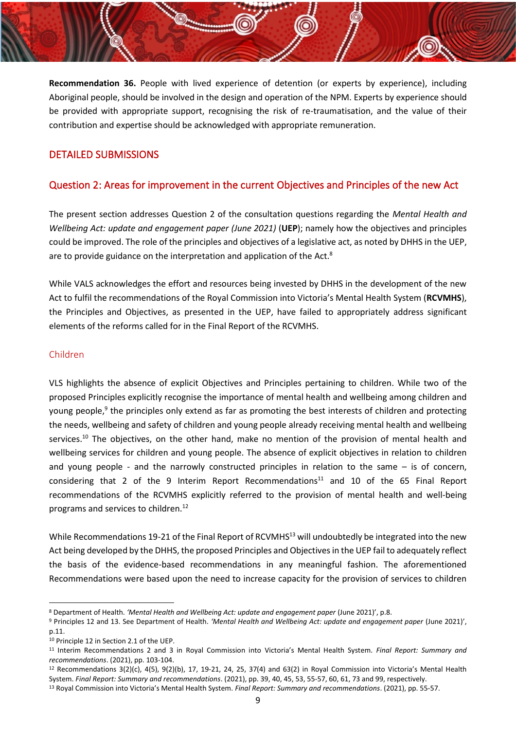**Recommendation 36.** People with lived experience of detention (or experts by experience), including Aboriginal people, should be involved in the design and operation of the NPM. Experts by experience should be provided with appropriate support, recognising the risk of re-traumatisation, and the value of their contribution and expertise should be acknowledged with appropriate remuneration.

## DETAILED SUBMISSIONS

### Question 2: Areas for improvement in the current Objectives and Principles of the new Act

The present section addresses Question 2 of the consultation questions regarding the *Mental Health and Wellbeing Act: update and engagement paper (June 2021)* (**UEP**); namely how the objectives and principles could be improved. The role of the principles and objectives of a legislative act, as noted by DHHS in the UEP, are to provide guidance on the interpretation and application of the Act.[8]

While VALS acknowledges the effort and resources being invested by DHHS in the development of the new Act to fulfil the recommendations of the Royal Commission into Victoria's Mental Health System (**RCVMHS**), the Principles and Objectives, as presented in the UEP, have failed to appropriately address significant elements of the reforms called for in the Final Report of the RCVMHS.

#### Children

VLS highlights the absence of explicit Objectives and Principles pertaining to children. While two of the proposed Principles explicitly recognise the importance of mental health and wellbeing among children and young people,[9] the principles only extend as far as promoting the best interests of children and protecting the needs, wellbeing and safety of children and young people already receiving mental health and wellbeing services.[10] The objectives, on the other hand, make no mention of the provision of mental health and wellbeing services for children and young people. The absence of explicit objectives in relation to children and young people - and the narrowly constructed principles in relation to the same – is of concern, considering that 2 of the 9 Interim Report Recommendations[11] and 10 of the 65 Final Report recommendations of the RCVMHS explicitly referred to the provision of mental health and well-being programs and services to children.[12]

While Recommendations 19-21 of the Final Report of RCVMHS[13] will undoubtedly be integrated into the new Act being developed by the DHHS, the proposed Principles and Objectives in the UEP fail to adequately reflect the basis of the evidence-based recommendations in any meaningful fashion. The aforementioned Recommendations were based upon the need to increase capacity for the provision of services to children

---

[8] Department of Health. *'Mental Health and Wellbeing Act: update and engagement paper* (June 2021)', p.8.

[9] Principles 12 and 13. See Department of Health. *'Mental Health and Wellbeing Act: update and engagement paper* (June 2021)', p.11.

[10] Principle 12 in Section 2.1 of the UEP.

[11] Interim Recommendations 2 and 3 in Royal Commission into Victoria's Mental Health System. *Final Report: Summary and recommendations*. (2021), pp. 103-104.

[12] Recommendations 3(2)(c), 4(5), 9(2)(b), 17, 19-21, 24, 25, 37(4) and 63(2) in Royal Commission into Victoria's Mental Health System. *Final Report: Summary and recommendations*. (2021), pp. 39, 40, 45, 53, 55-57, 60, 61, 73 and 99, respectively.

[13] Royal Commission into Victoria's Mental Health System. *Final Report: Summary and recommendations*. (2021), pp. 55-57.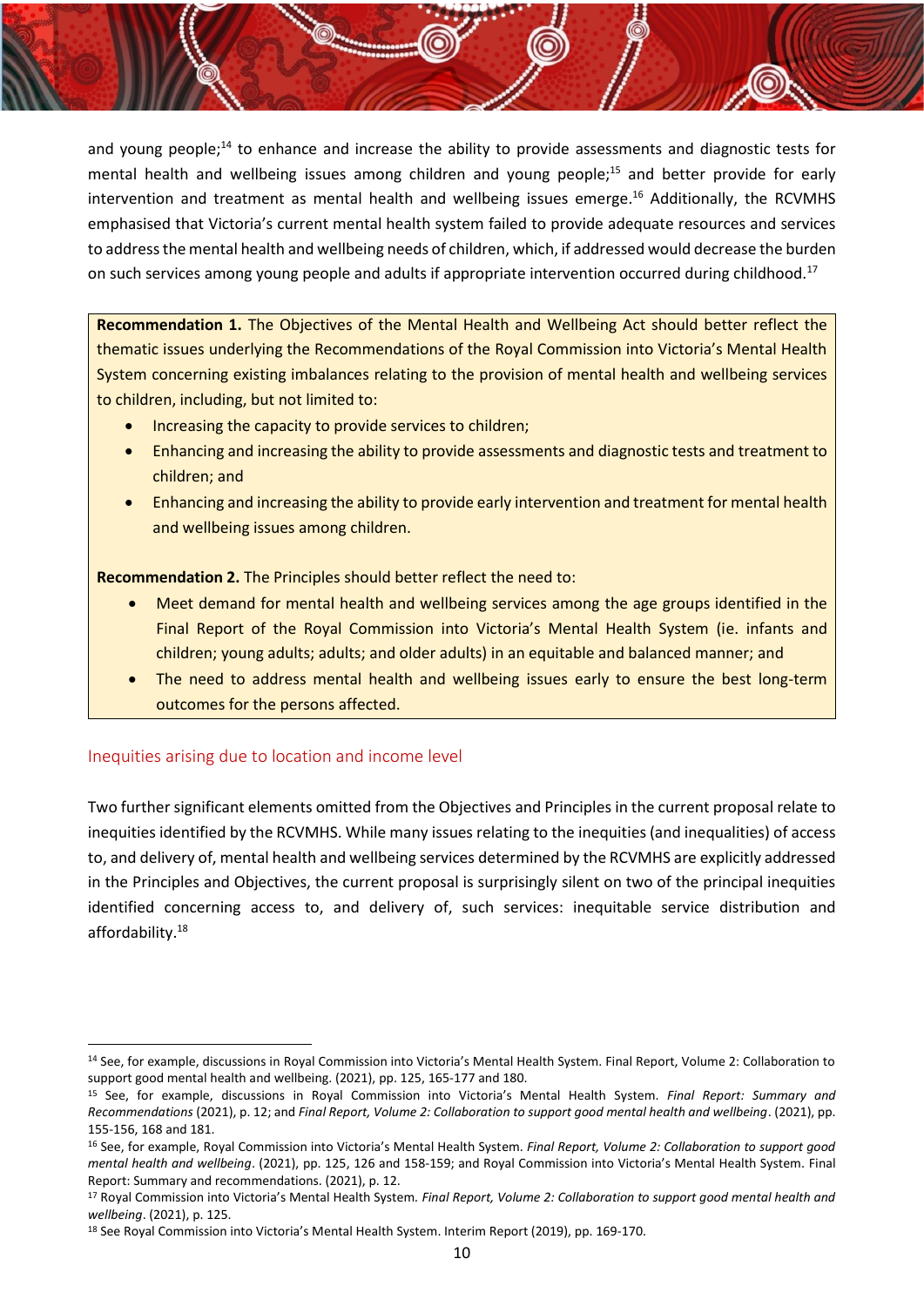and young people;[14] to enhance and increase the ability to provide assessments and diagnostic tests for mental health and wellbeing issues among children and young people;[15] and better provide for early intervention and treatment as mental health and wellbeing issues emerge.[16] Additionally, the RCVMHS emphasised that Victoria's current mental health system failed to provide adequate resources and services to address the mental health and wellbeing needs of children, which, if addressed would decrease the burden on such services among young people and adults if appropriate intervention occurred during childhood.[17]

> **Recommendation 1.** The Objectives of the Mental Health and Wellbeing Act should better reflect the thematic issues underlying the Recommendations of the Royal Commission into Victoria's Mental Health System concerning existing imbalances relating to the provision of mental health and wellbeing services to children, including, but not limited to:
>
> - Increasing the capacity to provide services to children;
> - Enhancing and increasing the ability to provide assessments and diagnostic tests and treatment to children; and
> - Enhancing and increasing the ability to provide early intervention and treatment for mental health and wellbeing issues among children.
>
> **Recommendation 2.** The Principles should better reflect the need to:
>
> - Meet demand for mental health and wellbeing services among the age groups identified in the Final Report of the Royal Commission into Victoria's Mental Health System (ie. infants and children; young adults; adults; and older adults) in an equitable and balanced manner; and
> - The need to address mental health and wellbeing issues early to ensure the best long-term outcomes for the persons affected.

## Inequities arising due to location and income level

Two further significant elements omitted from the Objectives and Principles in the current proposal relate to inequities identified by the RCVMHS. While many issues relating to the inequities (and inequalities) of access to, and delivery of, mental health and wellbeing services determined by the RCVMHS are explicitly addressed in the Principles and Objectives, the current proposal is surprisingly silent on two of the principal inequities identified concerning access to, and delivery of, such services: inequitable service distribution and affordability.[18]

---

[14] See, for example, discussions in Royal Commission into Victoria's Mental Health System. Final Report, Volume 2: Collaboration to support good mental health and wellbeing. (2021), pp. 125, 165-177 and 180.

[15] See, for example, discussions in Royal Commission into Victoria's Mental Health System. *Final Report: Summary and Recommendations* (2021), p. 12; and *Final Report, Volume 2: Collaboration to support good mental health and wellbeing*. (2021), pp. 155-156, 168 and 181.

[16] See, for example, Royal Commission into Victoria's Mental Health System. *Final Report, Volume 2: Collaboration to support good mental health and wellbeing*. (2021), pp. 125, 126 and 158-159; and Royal Commission into Victoria's Mental Health System. Final Report: Summary and recommendations. (2021), p. 12.

[17] Royal Commission into Victoria's Mental Health System. *Final Report, Volume 2: Collaboration to support good mental health and wellbeing*. (2021), p. 125.

[18] See Royal Commission into Victoria's Mental Health System. Interim Report (2019), pp. 169-170.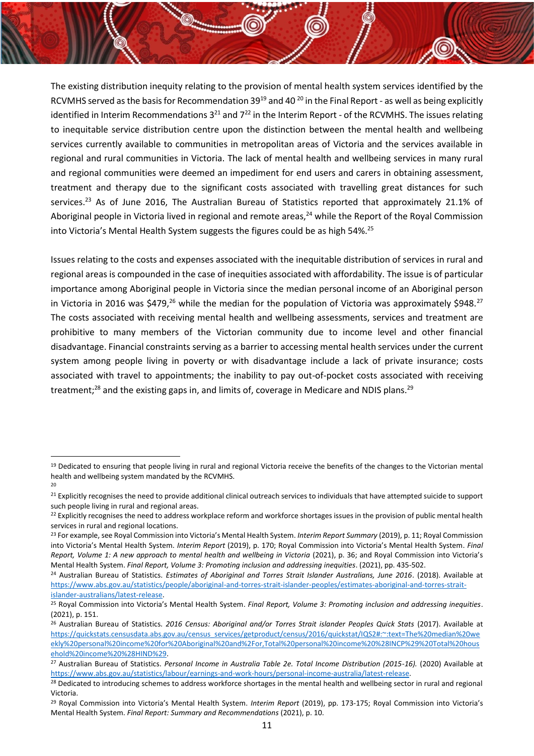The existing distribution inequity relating to the provision of mental health system services identified by the RCVMHS served as the basis for Recommendation 39[19] and 40 [20] in the Final Report - as well as being explicitly identified in Interim Recommendations 3[21] and 7[22] in the Interim Report - of the RCVMHS. The issues relating to inequitable service distribution centre upon the distinction between the mental health and wellbeing services currently available to communities in metropolitan areas of Victoria and the services available in regional and rural communities in Victoria. The lack of mental health and wellbeing services in many rural and regional communities were deemed an impediment for end users and carers in obtaining assessment, treatment and therapy due to the significant costs associated with travelling great distances for such services.[23] As of June 2016, The Australian Bureau of Statistics reported that approximately 21.1% of Aboriginal people in Victoria lived in regional and remote areas,[24] while the Report of the Royal Commission into Victoria's Mental Health System suggests the figures could be as high 54%.[25]

Issues relating to the costs and expenses associated with the inequitable distribution of services in rural and regional areas is compounded in the case of inequities associated with affordability. The issue is of particular importance among Aboriginal people in Victoria since the median personal income of an Aboriginal person in Victoria in 2016 was $479,[26] while the median for the population of Victoria was approximately $948.[27] The costs associated with receiving mental health and wellbeing assessments, services and treatment are prohibitive to many members of the Victorian community due to income level and other financial disadvantage. Financial constraints serving as a barrier to accessing mental health services under the current system among people living in poverty or with disadvantage include a lack of private insurance; costs associated with travel to appointments; the inability to pay out-of-pocket costs associated with receiving treatment;[28] and the existing gaps in, and limits of, coverage in Medicare and NDIS plans.[29]

---

[19] Dedicated to ensuring that people living in rural and regional Victoria receive the benefits of the changes to the Victorian mental health and wellbeing system mandated by the RCVMHS.

[20]

[21] Explicitly recognises the need to provide additional clinical outreach services to individuals that have attempted suicide to support such people living in rural and regional areas.

[22] Explicitly recognises the need to address workplace reform and workforce shortages issues in the provision of public mental health services in rural and regional locations.

[23] For example, see Royal Commission into Victoria's Mental Health System. *Interim Report Summary* (2019), p. 11; Royal Commission into Victoria's Mental Health System. *Interim Report* (2019), p. 170; Royal Commission into Victoria's Mental Health System. *Final Report, Volume 1: A new approach to mental health and wellbeing in Victoria* (2021), p. 36; and Royal Commission into Victoria's Mental Health System. *Final Report, Volume 3: Promoting inclusion and addressing inequities*. (2021), pp. 435-502.

[24] Australian Bureau of Statistics. *Estimates of Aboriginal and Torres Strait Islander Australians, June 2016*. (2018). Available at https://www.abs.gov.au/statistics/people/aboriginal-and-torres-strait-islander-peoples/estimates-aboriginal-and-torres-strait-islander-australians/latest-release.

[25] Royal Commission into Victoria's Mental Health System. *Final Report, Volume 3: Promoting inclusion and addressing inequities*. (2021), p. 151.

[26] Australian Bureau of Statistics. *2016 Census: Aboriginal and/or Torres Strait islander Peoples Quick Stats* (2017). Available at https://quickstats.censusdata.abs.gov.au/census_services/getproduct/census/2016/quickstat/IQS2#:~:text=The%20median%20weekly%20personal%20income%20for%20Aboriginal%20and%2For,Total%20personal%20income%20%28INCP%29%20Total%20household%20income%20%28HIND%29.

[27] Australian Bureau of Statistics. *Personal Income in Australia Table 2e. Total Income Distribution (2015-16).* (2020) Available at https://www.abs.gov.au/statistics/labour/earnings-and-work-hours/personal-income-australia/latest-release.

[28] Dedicated to introducing schemes to address workforce shortages in the mental health and wellbeing sector in rural and regional Victoria.

[29] Royal Commission into Victoria's Mental Health System. *Interim Report* (2019), pp. 173-175; Royal Commission into Victoria's Mental Health System. *Final Report: Summary and Recommendations* (2021), p. 10.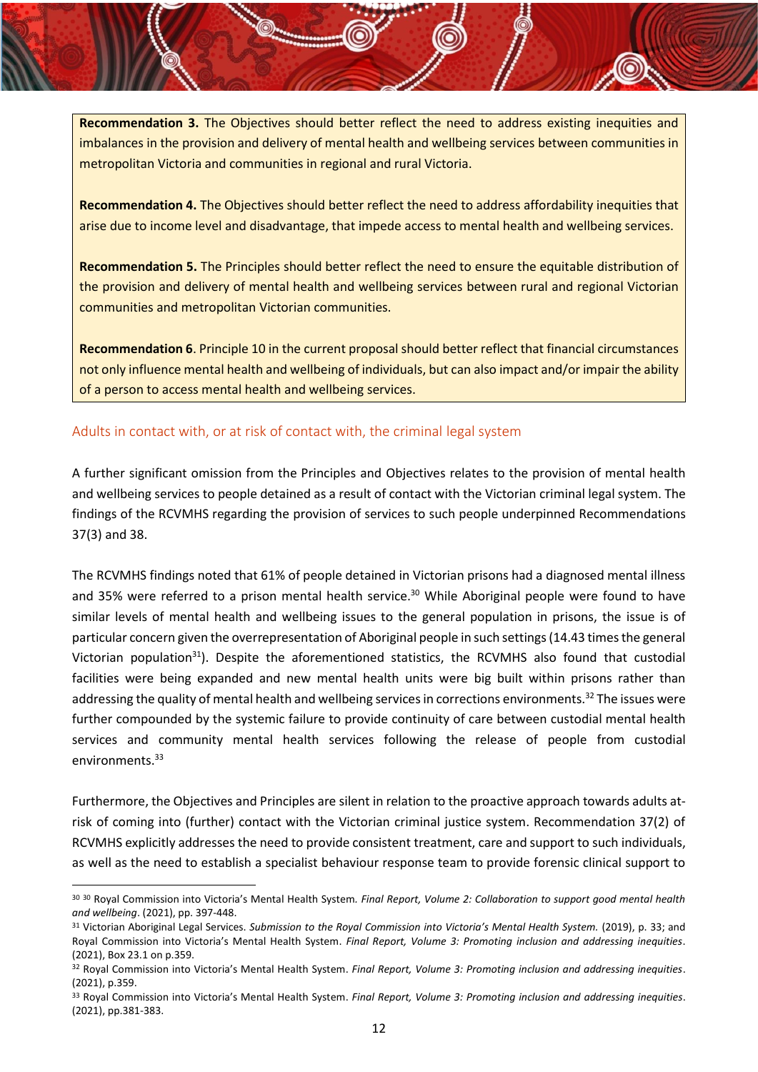**Recommendation 3.** The Objectives should better reflect the need to address existing inequities and imbalances in the provision and delivery of mental health and wellbeing services between communities in metropolitan Victoria and communities in regional and rural Victoria.

**Recommendation 4.** The Objectives should better reflect the need to address affordability inequities that arise due to income level and disadvantage, that impede access to mental health and wellbeing services.

**Recommendation 5.** The Principles should better reflect the need to ensure the equitable distribution of the provision and delivery of mental health and wellbeing services between rural and regional Victorian communities and metropolitan Victorian communities.

**Recommendation 6**. Principle 10 in the current proposal should better reflect that financial circumstances not only influence mental health and wellbeing of individuals, but can also impact and/or impair the ability of a person to access mental health and wellbeing services.

## Adults in contact with, or at risk of contact with, the criminal legal system

A further significant omission from the Principles and Objectives relates to the provision of mental health and wellbeing services to people detained as a result of contact with the Victorian criminal legal system. The findings of the RCVMHS regarding the provision of services to such people underpinned Recommendations 37(3) and 38.

The RCVMHS findings noted that 61% of people detained in Victorian prisons had a diagnosed mental illness and 35% were referred to a prison mental health service.[30] While Aboriginal people were found to have similar levels of mental health and wellbeing issues to the general population in prisons, the issue is of particular concern given the overrepresentation of Aboriginal people in such settings (14.43 times the general Victorian population[31]). Despite the aforementioned statistics, the RCVMHS also found that custodial facilities were being expanded and new mental health units were big built within prisons rather than addressing the quality of mental health and wellbeing services in corrections environments.[32] The issues were further compounded by the systemic failure to provide continuity of care between custodial mental health services and community mental health services following the release of people from custodial environments.[33]

Furthermore, the Objectives and Principles are silent in relation to the proactive approach towards adults at-risk of coming into (further) contact with the Victorian criminal justice system. Recommendation 37(2) of RCVMHS explicitly addresses the need to provide consistent treatment, care and support to such individuals, as well as the need to establish a specialist behaviour response team to provide forensic clinical support to

---

[30] [30] Royal Commission into Victoria's Mental Health System. *Final Report, Volume 2: Collaboration to support good mental health and wellbeing*. (2021), pp. 397-448.

[31] Victorian Aboriginal Legal Services. *Submission to the Royal Commission into Victoria's Mental Health System.* (2019), p. 33; and Royal Commission into Victoria's Mental Health System. *Final Report, Volume 3: Promoting inclusion and addressing inequities*. (2021), Box 23.1 on p.359.

[32] Royal Commission into Victoria's Mental Health System. *Final Report, Volume 3: Promoting inclusion and addressing inequities*. (2021), p.359.

[33] Royal Commission into Victoria's Mental Health System. *Final Report, Volume 3: Promoting inclusion and addressing inequities*. (2021), pp.381-383.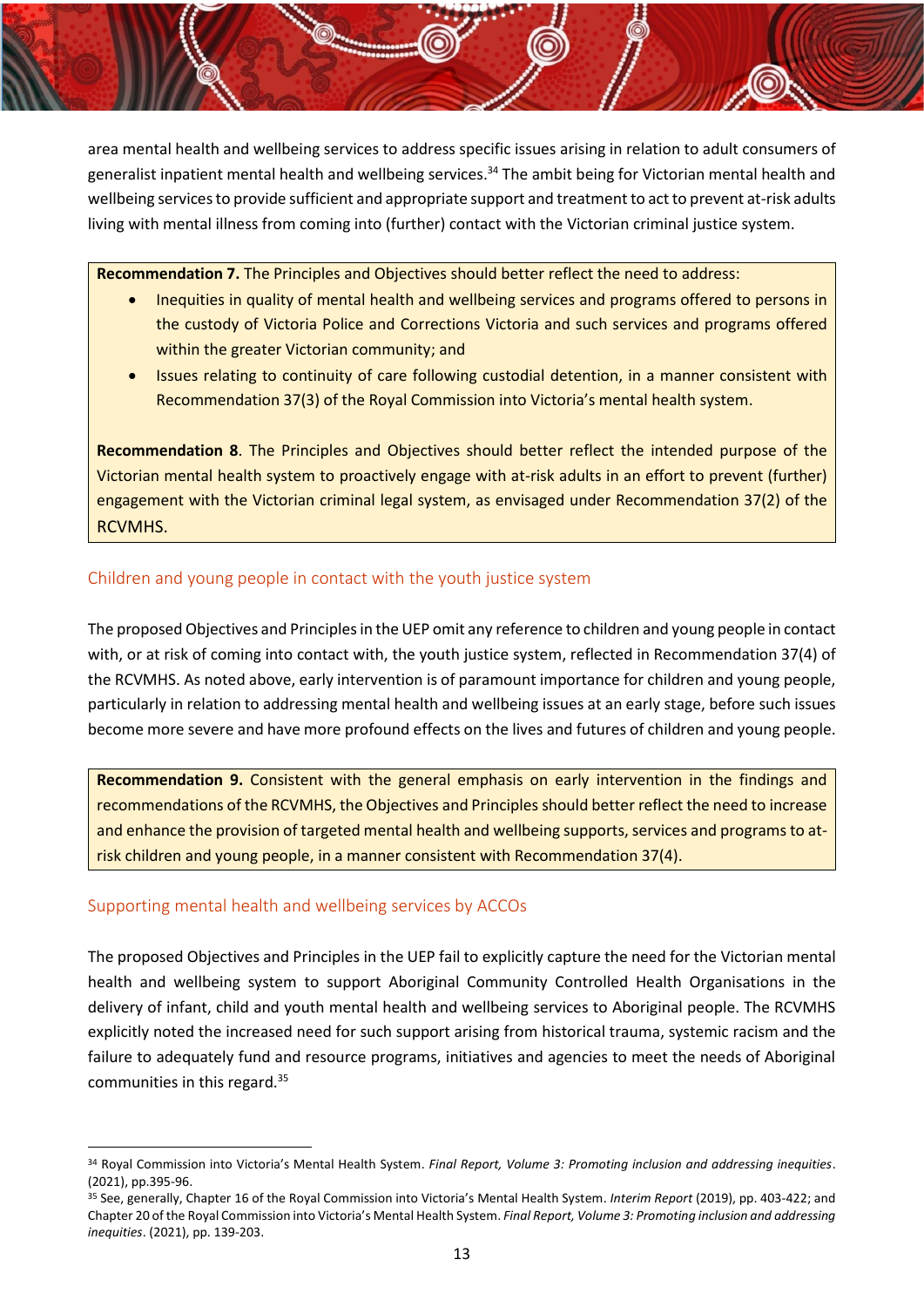area mental health and wellbeing services to address specific issues arising in relation to adult consumers of generalist inpatient mental health and wellbeing services.[34] The ambit being for Victorian mental health and wellbeing services to provide sufficient and appropriate support and treatment to act to prevent at-risk adults living with mental illness from coming into (further) contact with the Victorian criminal justice system.

> **Recommendation 7.** The Principles and Objectives should better reflect the need to address:
>
> - Inequities in quality of mental health and wellbeing services and programs offered to persons in the custody of Victoria Police and Corrections Victoria and such services and programs offered within the greater Victorian community; and
> - Issues relating to continuity of care following custodial detention, in a manner consistent with Recommendation 37(3) of the Royal Commission into Victoria's mental health system.
>
> **Recommendation 8**. The Principles and Objectives should better reflect the intended purpose of the Victorian mental health system to proactively engage with at-risk adults in an effort to prevent (further) engagement with the Victorian criminal legal system, as envisaged under Recommendation 37(2) of the RCVMHS.

## Children and young people in contact with the youth justice system

The proposed Objectives and Principles in the UEP omit any reference to children and young people in contact with, or at risk of coming into contact with, the youth justice system, reflected in Recommendation 37(4) of the RCVMHS. As noted above, early intervention is of paramount importance for children and young people, particularly in relation to addressing mental health and wellbeing issues at an early stage, before such issues become more severe and have more profound effects on the lives and futures of children and young people.

> **Recommendation 9.** Consistent with the general emphasis on early intervention in the findings and recommendations of the RCVMHS, the Objectives and Principles should better reflect the need to increase and enhance the provision of targeted mental health and wellbeing supports, services and programs to at-risk children and young people, in a manner consistent with Recommendation 37(4).

## Supporting mental health and wellbeing services by ACCOs

The proposed Objectives and Principles in the UEP fail to explicitly capture the need for the Victorian mental health and wellbeing system to support Aboriginal Community Controlled Health Organisations in the delivery of infant, child and youth mental health and wellbeing services to Aboriginal people. The RCVMHS explicitly noted the increased need for such support arising from historical trauma, systemic racism and the failure to adequately fund and resource programs, initiatives and agencies to meet the needs of Aboriginal communities in this regard.[35]

---

[34] Royal Commission into Victoria's Mental Health System. *Final Report, Volume 3: Promoting inclusion and addressing inequities*. (2021), pp.395-96.

[35] See, generally, Chapter 16 of the Royal Commission into Victoria's Mental Health System. *Interim Report* (2019), pp. 403-422; and Chapter 20 of the Royal Commission into Victoria's Mental Health System. *Final Report, Volume 3: Promoting inclusion and addressing inequities*. (2021), pp. 139-203.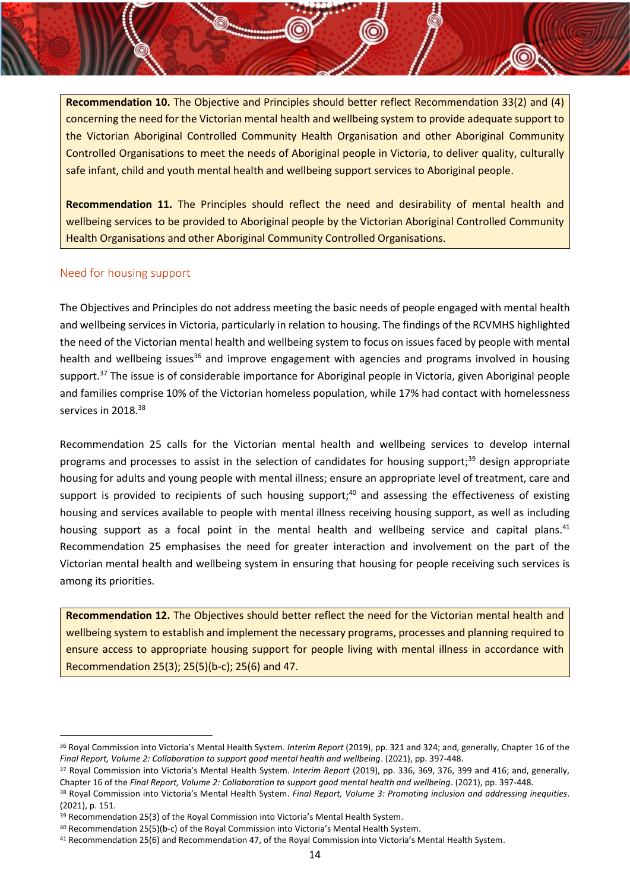**Recommendation 10.** The Objective and Principles should better reflect Recommendation 33(2) and (4) concerning the need for the Victorian mental health and wellbeing system to provide adequate support to the Victorian Aboriginal Controlled Community Health Organisation and other Aboriginal Community Controlled Organisations to meet the needs of Aboriginal people in Victoria, to deliver quality, culturally safe infant, child and youth mental health and wellbeing support services to Aboriginal people.

**Recommendation 11.** The Principles should reflect the need and desirability of mental health and wellbeing services to be provided to Aboriginal people by the Victorian Aboriginal Controlled Community Health Organisations and other Aboriginal Community Controlled Organisations.

## Need for housing support

The Objectives and Principles do not address meeting the basic needs of people engaged with mental health and wellbeing services in Victoria, particularly in relation to housing. The findings of the RCVMHS highlighted the need of the Victorian mental health and wellbeing system to focus on issues faced by people with mental health and wellbeing issues[36] and improve engagement with agencies and programs involved in housing support.[37] The issue is of considerable importance for Aboriginal people in Victoria, given Aboriginal people and families comprise 10% of the Victorian homeless population, while 17% had contact with homelessness services in 2018.[38]

Recommendation 25 calls for the Victorian mental health and wellbeing services to develop internal programs and processes to assist in the selection of candidates for housing support;[39] design appropriate housing for adults and young people with mental illness; ensure an appropriate level of treatment, care and support is provided to recipients of such housing support;[40] and assessing the effectiveness of existing housing and services available to people with mental illness receiving housing support, as well as including housing support as a focal point in the mental health and wellbeing service and capital plans.[41] Recommendation 25 emphasises the need for greater interaction and involvement on the part of the Victorian mental health and wellbeing system in ensuring that housing for people receiving such services is among its priorities.

**Recommendation 12.** The Objectives should better reflect the need for the Victorian mental health and wellbeing system to establish and implement the necessary programs, processes and planning required to ensure access to appropriate housing support for people living with mental illness in accordance with Recommendation 25(3); 25(5)(b-c); 25(6) and 47.

---

[36] Royal Commission into Victoria's Mental Health System. *Interim Report* (2019), pp. 321 and 324; and, generally, Chapter 16 of the *Final Report, Volume 2: Collaboration to support good mental health and wellbeing*. (2021), pp. 397-448.

[37] Royal Commission into Victoria's Mental Health System. *Interim Report* (2019), pp. 336, 369, 376, 399 and 416; and, generally, Chapter 16 of the *Final Report, Volume 2: Collaboration to support good mental health and wellbeing*. (2021), pp. 397-448.

[38] Royal Commission into Victoria's Mental Health System. *Final Report, Volume 3: Promoting inclusion and addressing inequities*. (2021), p. 151.

[39] Recommendation 25(3) of the Royal Commission into Victoria's Mental Health System.

[40] Recommendation 25(5)(b-c) of the Royal Commission into Victoria's Mental Health System.

[41] Recommendation 25(6) and Recommendation 47, of the Royal Commission into Victoria's Mental Health System.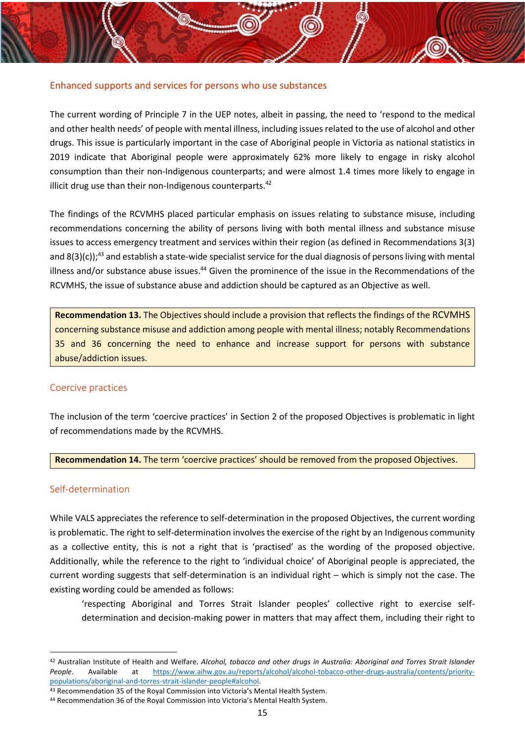## Enhanced supports and services for persons who use substances

The current wording of Principle 7 in the UEP notes, albeit in passing, the need to 'respond to the medical and other health needs' of people with mental illness, including issues related to the use of alcohol and other drugs. This issue is particularly important in the case of Aboriginal people in Victoria as national statistics in 2019 indicate that Aboriginal people were approximately 62% more likely to engage in risky alcohol consumption than their non-Indigenous counterparts; and were almost 1.4 times more likely to engage in illicit drug use than their non-Indigenous counterparts.[42]

The findings of the RCVMHS placed particular emphasis on issues relating to substance misuse, including recommendations concerning the ability of persons living with both mental illness and substance misuse issues to access emergency treatment and services within their region (as defined in Recommendations 3(3) and 8(3)(c));[43] and establish a state-wide specialist service for the dual diagnosis of persons living with mental illness and/or substance abuse issues.[44] Given the prominence of the issue in the Recommendations of the RCVMHS, the issue of substance abuse and addiction should be captured as an Objective as well.

> **Recommendation 13.** The Objectives should include a provision that reflects the findings of the RCVMHS concerning substance misuse and addiction among people with mental illness; notably Recommendations 35 and 36 concerning the need to enhance and increase support for persons with substance abuse/addiction issues.

## Coercive practices

The inclusion of the term 'coercive practices' in Section 2 of the proposed Objectives is problematic in light of recommendations made by the RCVMHS.

> **Recommendation 14.** The term 'coercive practices' should be removed from the proposed Objectives.

## Self-determination

While VALS appreciates the reference to self-determination in the proposed Objectives, the current wording is problematic. The right to self-determination involves the exercise of the right by an Indigenous community as a collective entity, this is not a right that is 'practised' as the wording of the proposed objective. Additionally, while the reference to the right to 'individual choice' of Aboriginal people is appreciated, the current wording suggests that self-determination is an individual right – which is simply not the case. The existing wording could be amended as follows:

> 'respecting Aboriginal and Torres Strait Islander peoples' collective right to exercise self-determination and decision-making power in matters that may affect them, including their right to

---

[42] Australian Institute of Health and Welfare. *Alcohol, tobacco and other drugs in Australia: Aboriginal and Torres Strait Islander People*. Available at https://www.aihw.gov.au/reports/alcohol/alcohol-tobacco-other-drugs-australia/contents/priority-populations/aboriginal-and-torres-strait-islander-people#alcohol.

[43] Recommendation 35 of the Royal Commission into Victoria's Mental Health System.

[44] Recommendation 36 of the Royal Commission into Victoria's Mental Health System.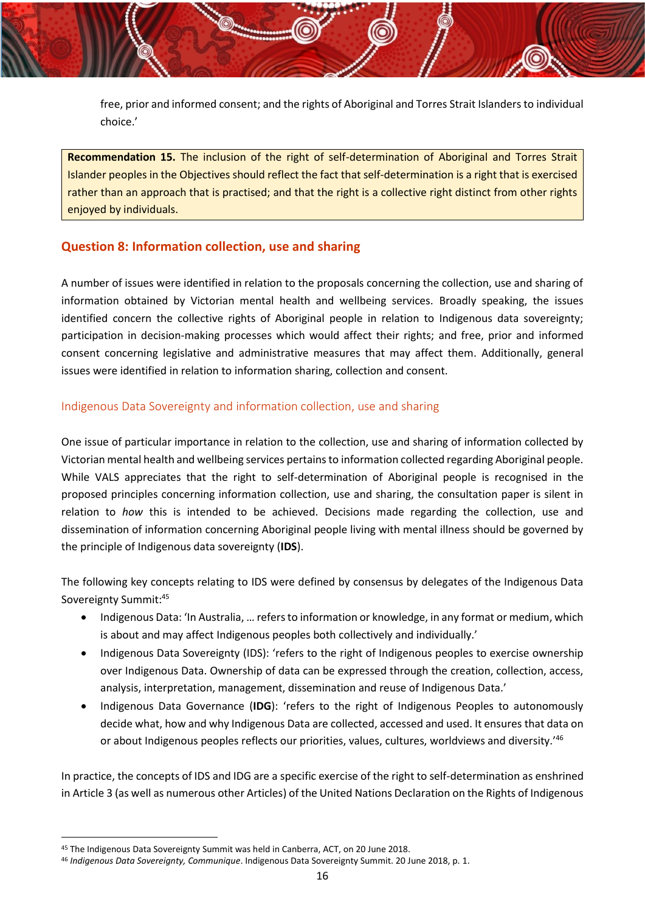free, prior and informed consent; and the rights of Aboriginal and Torres Strait Islanders to individual choice.'

> **Recommendation 15.** The inclusion of the right of self-determination of Aboriginal and Torres Strait Islander peoples in the Objectives should reflect the fact that self-determination is a right that is exercised rather than an approach that is practised; and that the right is a collective right distinct from other rights enjoyed by individuals.

## Question 8: Information collection, use and sharing

A number of issues were identified in relation to the proposals concerning the collection, use and sharing of information obtained by Victorian mental health and wellbeing services. Broadly speaking, the issues identified concern the collective rights of Aboriginal people in relation to Indigenous data sovereignty; participation in decision-making processes which would affect their rights; and free, prior and informed consent concerning legislative and administrative measures that may affect them. Additionally, general issues were identified in relation to information sharing, collection and consent.

### Indigenous Data Sovereignty and information collection, use and sharing

One issue of particular importance in relation to the collection, use and sharing of information collected by Victorian mental health and wellbeing services pertains to information collected regarding Aboriginal people. While VALS appreciates that the right to self-determination of Aboriginal people is recognised in the proposed principles concerning information collection, use and sharing, the consultation paper is silent in relation to *how* this is intended to be achieved. Decisions made regarding the collection, use and dissemination of information concerning Aboriginal people living with mental illness should be governed by the principle of Indigenous data sovereignty (**IDS**).

The following key concepts relating to IDS were defined by consensus by delegates of the Indigenous Data Sovereignty Summit:[45]

- Indigenous Data: 'In Australia, … refers to information or knowledge, in any format or medium, which is about and may affect Indigenous peoples both collectively and individually.'
- Indigenous Data Sovereignty (IDS): 'refers to the right of Indigenous peoples to exercise ownership over Indigenous Data. Ownership of data can be expressed through the creation, collection, access, analysis, interpretation, management, dissemination and reuse of Indigenous Data.'
- Indigenous Data Governance (**IDG**): 'refers to the right of Indigenous Peoples to autonomously decide what, how and why Indigenous Data are collected, accessed and used. It ensures that data on or about Indigenous peoples reflects our priorities, values, cultures, worldviews and diversity.'[46]

In practice, the concepts of IDS and IDG are a specific exercise of the right to self-determination as enshrined in Article 3 (as well as numerous other Articles) of the United Nations Declaration on the Rights of Indigenous

---

[45] The Indigenous Data Sovereignty Summit was held in Canberra, ACT, on 20 June 2018.

[46] *Indigenous Data Sovereignty, Communique*. Indigenous Data Sovereignty Summit. 20 June 2018, p. 1.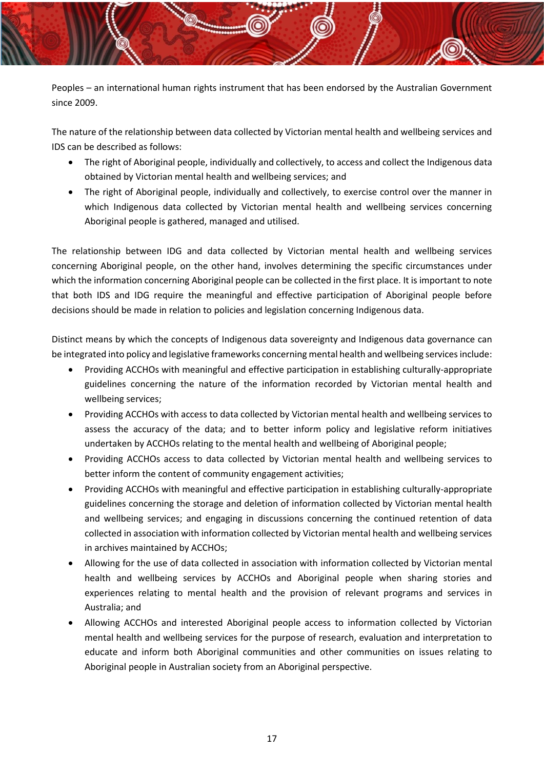Peoples – an international human rights instrument that has been endorsed by the Australian Government since 2009.

The nature of the relationship between data collected by Victorian mental health and wellbeing services and IDS can be described as follows:

- The right of Aboriginal people, individually and collectively, to access and collect the Indigenous data obtained by Victorian mental health and wellbeing services; and
- The right of Aboriginal people, individually and collectively, to exercise control over the manner in which Indigenous data collected by Victorian mental health and wellbeing services concerning Aboriginal people is gathered, managed and utilised.

The relationship between IDG and data collected by Victorian mental health and wellbeing services concerning Aboriginal people, on the other hand, involves determining the specific circumstances under which the information concerning Aboriginal people can be collected in the first place. It is important to note that both IDS and IDG require the meaningful and effective participation of Aboriginal people before decisions should be made in relation to policies and legislation concerning Indigenous data.

Distinct means by which the concepts of Indigenous data sovereignty and Indigenous data governance can be integrated into policy and legislative frameworks concerning mental health and wellbeing services include:

- Providing ACCHOs with meaningful and effective participation in establishing culturally-appropriate guidelines concerning the nature of the information recorded by Victorian mental health and wellbeing services;
- Providing ACCHOs with access to data collected by Victorian mental health and wellbeing services to assess the accuracy of the data; and to better inform policy and legislative reform initiatives undertaken by ACCHOs relating to the mental health and wellbeing of Aboriginal people;
- Providing ACCHOs access to data collected by Victorian mental health and wellbeing services to better inform the content of community engagement activities;
- Providing ACCHOs with meaningful and effective participation in establishing culturally-appropriate guidelines concerning the storage and deletion of information collected by Victorian mental health and wellbeing services; and engaging in discussions concerning the continued retention of data collected in association with information collected by Victorian mental health and wellbeing services in archives maintained by ACCHOs;
- Allowing for the use of data collected in association with information collected by Victorian mental health and wellbeing services by ACCHOs and Aboriginal people when sharing stories and experiences relating to mental health and the provision of relevant programs and services in Australia; and
- Allowing ACCHOs and interested Aboriginal people access to information collected by Victorian mental health and wellbeing services for the purpose of research, evaluation and interpretation to educate and inform both Aboriginal communities and other communities on issues relating to Aboriginal people in Australian society from an Aboriginal perspective.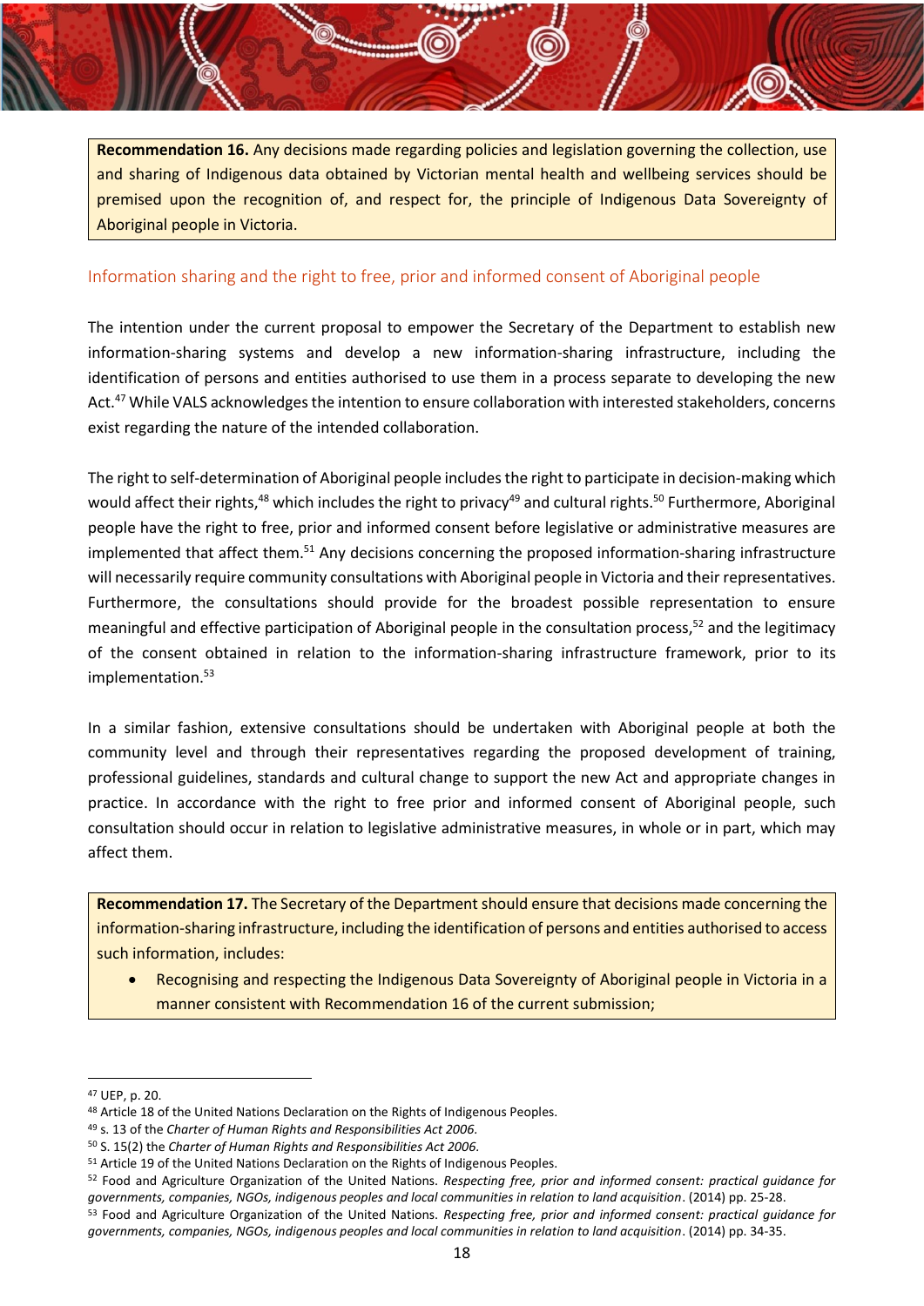**Recommendation 16.** Any decisions made regarding policies and legislation governing the collection, use and sharing of Indigenous data obtained by Victorian mental health and wellbeing services should be premised upon the recognition of, and respect for, the principle of Indigenous Data Sovereignty of Aboriginal people in Victoria.

## Information sharing and the right to free, prior and informed consent of Aboriginal people

The intention under the current proposal to empower the Secretary of the Department to establish new information-sharing systems and develop a new information-sharing infrastructure, including the identification of persons and entities authorised to use them in a process separate to developing the new Act.[47] While VALS acknowledges the intention to ensure collaboration with interested stakeholders, concerns exist regarding the nature of the intended collaboration.

The right to self-determination of Aboriginal people includes the right to participate in decision-making which would affect their rights,[48] which includes the right to privacy[49] and cultural rights.[50] Furthermore, Aboriginal people have the right to free, prior and informed consent before legislative or administrative measures are implemented that affect them.[51] Any decisions concerning the proposed information-sharing infrastructure will necessarily require community consultations with Aboriginal people in Victoria and their representatives. Furthermore, the consultations should provide for the broadest possible representation to ensure meaningful and effective participation of Aboriginal people in the consultation process,[52] and the legitimacy of the consent obtained in relation to the information-sharing infrastructure framework, prior to its implementation.[53]

In a similar fashion, extensive consultations should be undertaken with Aboriginal people at both the community level and through their representatives regarding the proposed development of training, professional guidelines, standards and cultural change to support the new Act and appropriate changes in practice. In accordance with the right to free prior and informed consent of Aboriginal people, such consultation should occur in relation to legislative administrative measures, in whole or in part, which may affect them.

**Recommendation 17.** The Secretary of the Department should ensure that decisions made concerning the information-sharing infrastructure, including the identification of persons and entities authorised to access such information, includes:

- Recognising and respecting the Indigenous Data Sovereignty of Aboriginal people in Victoria in a manner consistent with Recommendation 16 of the current submission;

---

[47] UEP, p. 20.

[48] Article 18 of the United Nations Declaration on the Rights of Indigenous Peoples.

[49] s. 13 of the *Charter of Human Rights and Responsibilities Act 2006*.

[50] S. 15(2) the *Charter of Human Rights and Responsibilities Act 2006*.

[51] Article 19 of the United Nations Declaration on the Rights of Indigenous Peoples.

[52] Food and Agriculture Organization of the United Nations. *Respecting free, prior and informed consent: practical guidance for governments, companies, NGOs, indigenous peoples and local communities in relation to land acquisition*. (2014) pp. 25-28.

[53] Food and Agriculture Organization of the United Nations. *Respecting free, prior and informed consent: practical guidance for governments, companies, NGOs, indigenous peoples and local communities in relation to land acquisition*. (2014) pp. 34-35.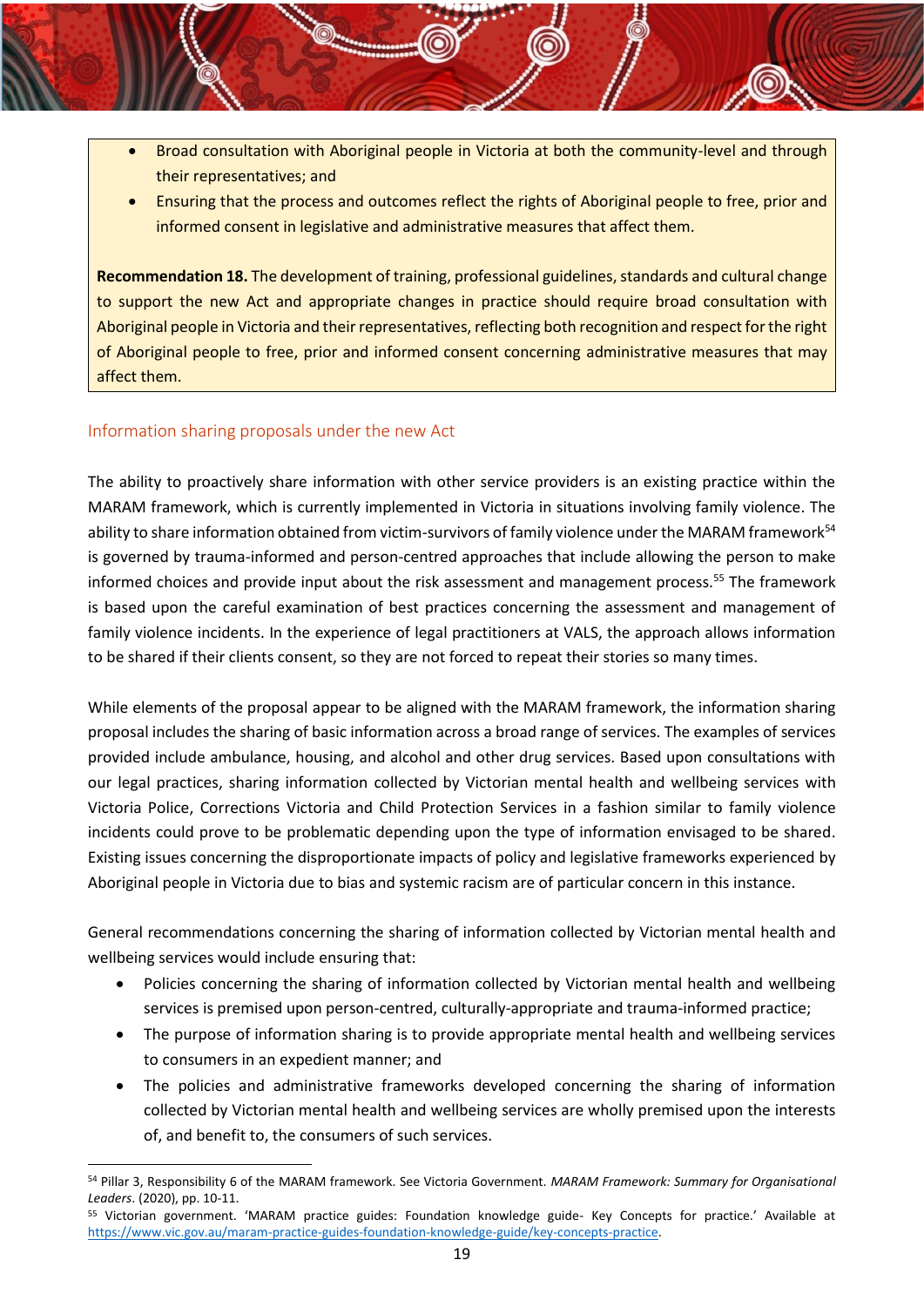- Broad consultation with Aboriginal people in Victoria at both the community-level and through their representatives; and
- Ensuring that the process and outcomes reflect the rights of Aboriginal people to free, prior and informed consent in legislative and administrative measures that affect them.

**Recommendation 18.** The development of training, professional guidelines, standards and cultural change to support the new Act and appropriate changes in practice should require broad consultation with Aboriginal people in Victoria and their representatives, reflecting both recognition and respect for the right of Aboriginal people to free, prior and informed consent concerning administrative measures that may affect them.

## Information sharing proposals under the new Act

The ability to proactively share information with other service providers is an existing practice within the MARAM framework, which is currently implemented in Victoria in situations involving family violence. The ability to share information obtained from victim-survivors of family violence under the MARAM framework[54] is governed by trauma-informed and person-centred approaches that include allowing the person to make informed choices and provide input about the risk assessment and management process.[55] The framework is based upon the careful examination of best practices concerning the assessment and management of family violence incidents. In the experience of legal practitioners at VALS, the approach allows information to be shared if their clients consent, so they are not forced to repeat their stories so many times.

While elements of the proposal appear to be aligned with the MARAM framework, the information sharing proposal includes the sharing of basic information across a broad range of services. The examples of services provided include ambulance, housing, and alcohol and other drug services. Based upon consultations with our legal practices, sharing information collected by Victorian mental health and wellbeing services with Victoria Police, Corrections Victoria and Child Protection Services in a fashion similar to family violence incidents could prove to be problematic depending upon the type of information envisaged to be shared. Existing issues concerning the disproportionate impacts of policy and legislative frameworks experienced by Aboriginal people in Victoria due to bias and systemic racism are of particular concern in this instance.

General recommendations concerning the sharing of information collected by Victorian mental health and wellbeing services would include ensuring that:

- Policies concerning the sharing of information collected by Victorian mental health and wellbeing services is premised upon person-centred, culturally-appropriate and trauma-informed practice;
- The purpose of information sharing is to provide appropriate mental health and wellbeing services to consumers in an expedient manner; and
- The policies and administrative frameworks developed concerning the sharing of information collected by Victorian mental health and wellbeing services are wholly premised upon the interests of, and benefit to, the consumers of such services.

---

[54] Pillar 3, Responsibility 6 of the MARAM framework. See Victoria Government. *MARAM Framework: Summary for Organisational Leaders*. (2020), pp. 10-11.

[55] Victorian government. 'MARAM practice guides: Foundation knowledge guide- Key Concepts for practice.' Available at https://www.vic.gov.au/maram-practice-guides-foundation-knowledge-guide/key-concepts-practice.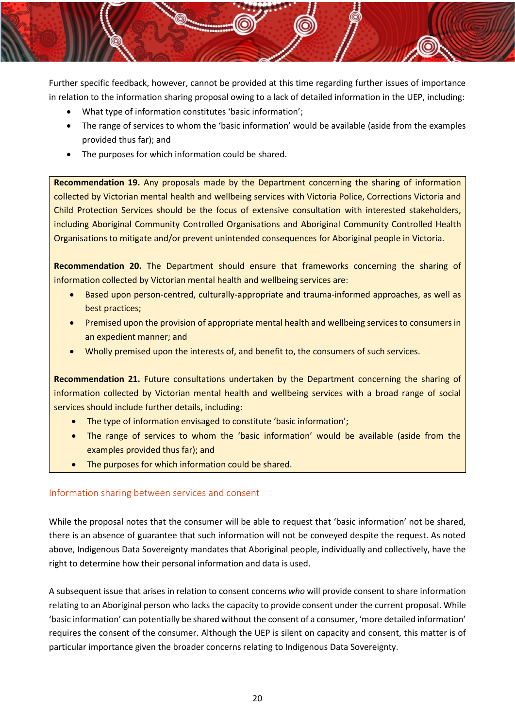Further specific feedback, however, cannot be provided at this time regarding further issues of importance in relation to the information sharing proposal owing to a lack of detailed information in the UEP, including:

- What type of information constitutes 'basic information';
- The range of services to whom the 'basic information' would be available (aside from the examples provided thus far); and
- The purposes for which information could be shared.

> **Recommendation 19.** Any proposals made by the Department concerning the sharing of information collected by Victorian mental health and wellbeing services with Victoria Police, Corrections Victoria and Child Protection Services should be the focus of extensive consultation with interested stakeholders, including Aboriginal Community Controlled Organisations and Aboriginal Community Controlled Health Organisations to mitigate and/or prevent unintended consequences for Aboriginal people in Victoria.
>
> **Recommendation 20.** The Department should ensure that frameworks concerning the sharing of information collected by Victorian mental health and wellbeing services are:
>
> - Based upon person-centred, culturally-appropriate and trauma-informed approaches, as well as best practices;
> - Premised upon the provision of appropriate mental health and wellbeing services to consumers in an expedient manner; and
> - Wholly premised upon the interests of, and benefit to, the consumers of such services.
>
> **Recommendation 21.** Future consultations undertaken by the Department concerning the sharing of information collected by Victorian mental health and wellbeing services with a broad range of social services should include further details, including:
>
> - The type of information envisaged to constitute 'basic information';
> - The range of services to whom the 'basic information' would be available (aside from the examples provided thus far); and
> - The purposes for which information could be shared.

### Information sharing between services and consent

While the proposal notes that the consumer will be able to request that 'basic information' not be shared, there is an absence of guarantee that such information will not be conveyed despite the request. As noted above, Indigenous Data Sovereignty mandates that Aboriginal people, individually and collectively, have the right to determine how their personal information and data is used.

A subsequent issue that arises in relation to consent concerns *who* will provide consent to share information relating to an Aboriginal person who lacks the capacity to provide consent under the current proposal. While 'basic information' can potentially be shared without the consent of a consumer, 'more detailed information' requires the consent of the consumer. Although the UEP is silent on capacity and consent, this matter is of particular importance given the broader concerns relating to Indigenous Data Sovereignty.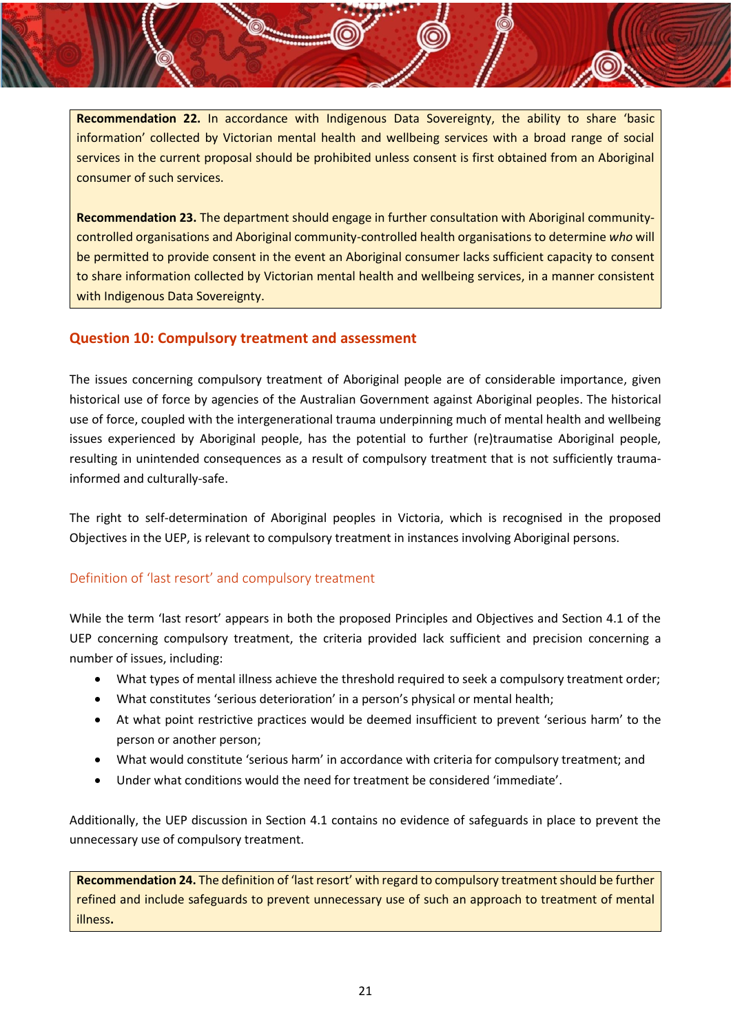**Recommendation 22.** In accordance with Indigenous Data Sovereignty, the ability to share 'basic information' collected by Victorian mental health and wellbeing services with a broad range of social services in the current proposal should be prohibited unless consent is first obtained from an Aboriginal consumer of such services.

**Recommendation 23.** The department should engage in further consultation with Aboriginal community-controlled organisations and Aboriginal community-controlled health organisations to determine *who* will be permitted to provide consent in the event an Aboriginal consumer lacks sufficient capacity to consent to share information collected by Victorian mental health and wellbeing services, in a manner consistent with Indigenous Data Sovereignty.

## Question 10: Compulsory treatment and assessment

The issues concerning compulsory treatment of Aboriginal people are of considerable importance, given historical use of force by agencies of the Australian Government against Aboriginal peoples. The historical use of force, coupled with the intergenerational trauma underpinning much of mental health and wellbeing issues experienced by Aboriginal people, has the potential to further (re)traumatise Aboriginal people, resulting in unintended consequences as a result of compulsory treatment that is not sufficiently trauma-informed and culturally-safe.

The right to self-determination of Aboriginal peoples in Victoria, which is recognised in the proposed Objectives in the UEP, is relevant to compulsory treatment in instances involving Aboriginal persons.

### Definition of 'last resort' and compulsory treatment

While the term 'last resort' appears in both the proposed Principles and Objectives and Section 4.1 of the UEP concerning compulsory treatment, the criteria provided lack sufficient and precision concerning a number of issues, including:

- What types of mental illness achieve the threshold required to seek a compulsory treatment order;
- What constitutes 'serious deterioration' in a person's physical or mental health;
- At what point restrictive practices would be deemed insufficient to prevent 'serious harm' to the person or another person;
- What would constitute 'serious harm' in accordance with criteria for compulsory treatment; and
- Under what conditions would the need for treatment be considered 'immediate'.

Additionally, the UEP discussion in Section 4.1 contains no evidence of safeguards in place to prevent the unnecessary use of compulsory treatment.

**Recommendation 24.** The definition of 'last resort' with regard to compulsory treatment should be further refined and include safeguards to prevent unnecessary use of such an approach to treatment of mental illness**.**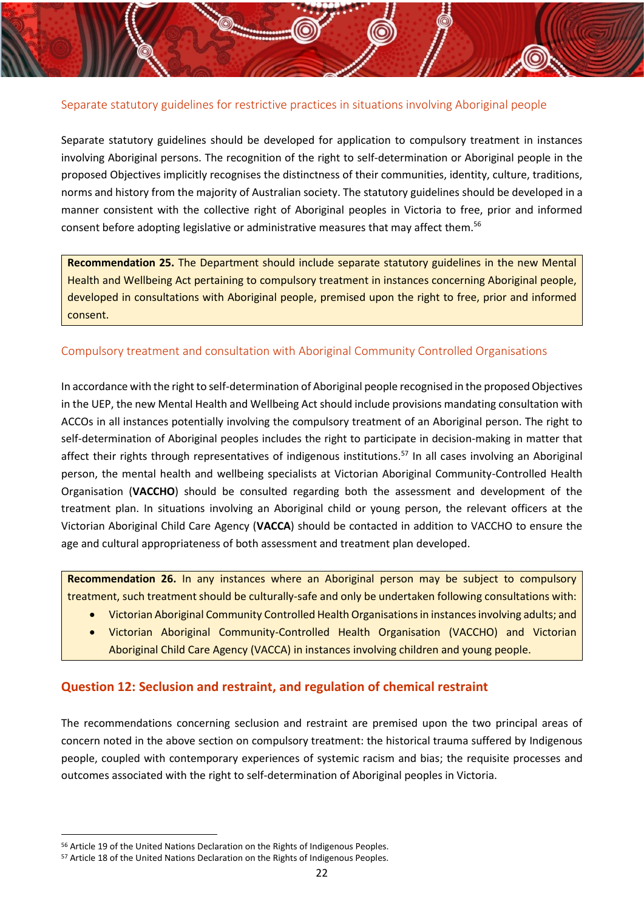### Separate statutory guidelines for restrictive practices in situations involving Aboriginal people

Separate statutory guidelines should be developed for application to compulsory treatment in instances involving Aboriginal persons. The recognition of the right to self-determination or Aboriginal people in the proposed Objectives implicitly recognises the distinctness of their communities, identity, culture, traditions, norms and history from the majority of Australian society. The statutory guidelines should be developed in a manner consistent with the collective right of Aboriginal peoples in Victoria to free, prior and informed consent before adopting legislative or administrative measures that may affect them.[56]

> **Recommendation 25.** The Department should include separate statutory guidelines in the new Mental Health and Wellbeing Act pertaining to compulsory treatment in instances concerning Aboriginal people, developed in consultations with Aboriginal people, premised upon the right to free, prior and informed consent.

### Compulsory treatment and consultation with Aboriginal Community Controlled Organisations

In accordance with the right to self-determination of Aboriginal people recognised in the proposed Objectives in the UEP, the new Mental Health and Wellbeing Act should include provisions mandating consultation with ACCOs in all instances potentially involving the compulsory treatment of an Aboriginal person. The right to self-determination of Aboriginal peoples includes the right to participate in decision-making in matter that affect their rights through representatives of indigenous institutions.[57] In all cases involving an Aboriginal person, the mental health and wellbeing specialists at Victorian Aboriginal Community-Controlled Health Organisation (**VACCHO**) should be consulted regarding both the assessment and development of the treatment plan. In situations involving an Aboriginal child or young person, the relevant officers at the Victorian Aboriginal Child Care Agency (**VACCA**) should be contacted in addition to VACCHO to ensure the age and cultural appropriateness of both assessment and treatment plan developed.

> **Recommendation 26.** In any instances where an Aboriginal person may be subject to compulsory treatment, such treatment should be culturally-safe and only be undertaken following consultations with:
> - Victorian Aboriginal Community Controlled Health Organisations in instances involving adults; and
> - Victorian Aboriginal Community-Controlled Health Organisation (VACCHO) and Victorian Aboriginal Child Care Agency (VACCA) in instances involving children and young people.

## Question 12: Seclusion and restraint, and regulation of chemical restraint

The recommendations concerning seclusion and restraint are premised upon the two principal areas of concern noted in the above section on compulsory treatment: the historical trauma suffered by Indigenous people, coupled with contemporary experiences of systemic racism and bias; the requisite processes and outcomes associated with the right to self-determination of Aboriginal peoples in Victoria.

---

[56] Article 19 of the United Nations Declaration on the Rights of Indigenous Peoples.

[57] Article 18 of the United Nations Declaration on the Rights of Indigenous Peoples.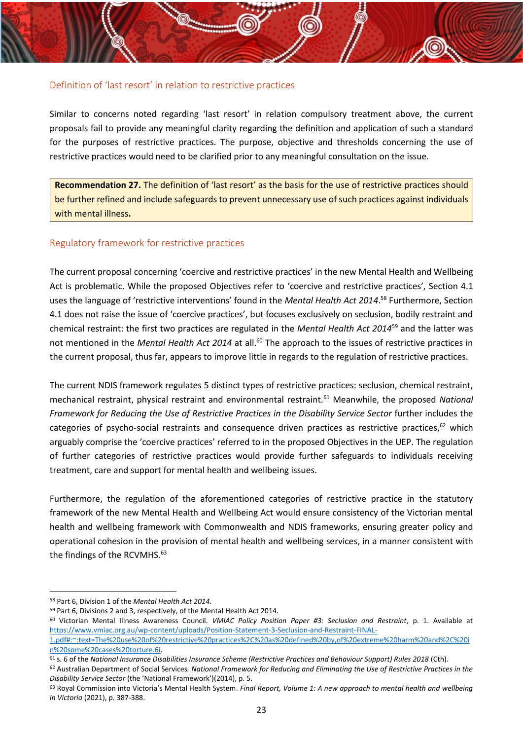## Definition of 'last resort' in relation to restrictive practices

Similar to concerns noted regarding 'last resort' in relation compulsory treatment above, the current proposals fail to provide any meaningful clarity regarding the definition and application of such a standard for the purposes of restrictive practices. The purpose, objective and thresholds concerning the use of restrictive practices would need to be clarified prior to any meaningful consultation on the issue.

> **Recommendation 27.** The definition of 'last resort' as the basis for the use of restrictive practices should be further refined and include safeguards to prevent unnecessary use of such practices against individuals with mental illness**.**

## Regulatory framework for restrictive practices

The current proposal concerning 'coercive and restrictive practices' in the new Mental Health and Wellbeing Act is problematic. While the proposed Objectives refer to 'coercive and restrictive practices', Section 4.1 uses the language of 'restrictive interventions' found in the *Mental Health Act 2014*.[58] Furthermore, Section 4.1 does not raise the issue of 'coercive practices', but focuses exclusively on seclusion, bodily restraint and chemical restraint: the first two practices are regulated in the *Mental Health Act 2014*[59] and the latter was not mentioned in the *Mental Health Act 2014* at all.[60] The approach to the issues of restrictive practices in the current proposal, thus far, appears to improve little in regards to the regulation of restrictive practices.

The current NDIS framework regulates 5 distinct types of restrictive practices: seclusion, chemical restraint, mechanical restraint, physical restraint and environmental restraint.[61] Meanwhile, the proposed *National Framework for Reducing the Use of Restrictive Practices in the Disability Service Sector* further includes the categories of psycho-social restraints and consequence driven practices as restrictive practices,[62] which arguably comprise the 'coercive practices' referred to in the proposed Objectives in the UEP. The regulation of further categories of restrictive practices would provide further safeguards to individuals receiving treatment, care and support for mental health and wellbeing issues.

Furthermore, the regulation of the aforementioned categories of restrictive practice in the statutory framework of the new Mental Health and Wellbeing Act would ensure consistency of the Victorian mental health and wellbeing framework with Commonwealth and NDIS frameworks, ensuring greater policy and operational cohesion in the provision of mental health and wellbeing services, in a manner consistent with the findings of the RCVMHS.[63]

---

[58] Part 6, Division 1 of the *Mental Health Act 2014*.

[59] Part 6, Divisions 2 and 3, respectively, of the Mental Health Act 2014.

[60] Victorian Mental Illness Awareness Council. *VMIAC Policy Position Paper #3: Seclusion and Restraint*, p. 1. Available at https://www.vmiac.org.au/wp-content/uploads/Position-Statement-3-Seclusion-and-Restraint-FINAL-1.pdf#:~:text=The%20use%20of%20restrictive%20practices%2C%20as%20defined%20by,of%20extreme%20harm%20and%2C%20in%20some%20cases%20torture.6i.

[61] s. 6 of the *National Insurance Disabilities Insurance Scheme (Restrictive Practices and Behaviour Support) Rules 2018* (Cth).

[62] Australian Department of Social Services. *National Framework for Reducing and Eliminating the Use of Restrictive Practices in the Disability Service Sector* (the 'National Framework')(2014), p. 5.

[63] Royal Commission into Victoria's Mental Health System. *Final Report, Volume 1: A new approach to mental health and wellbeing in Victoria* (2021), p. 387-388.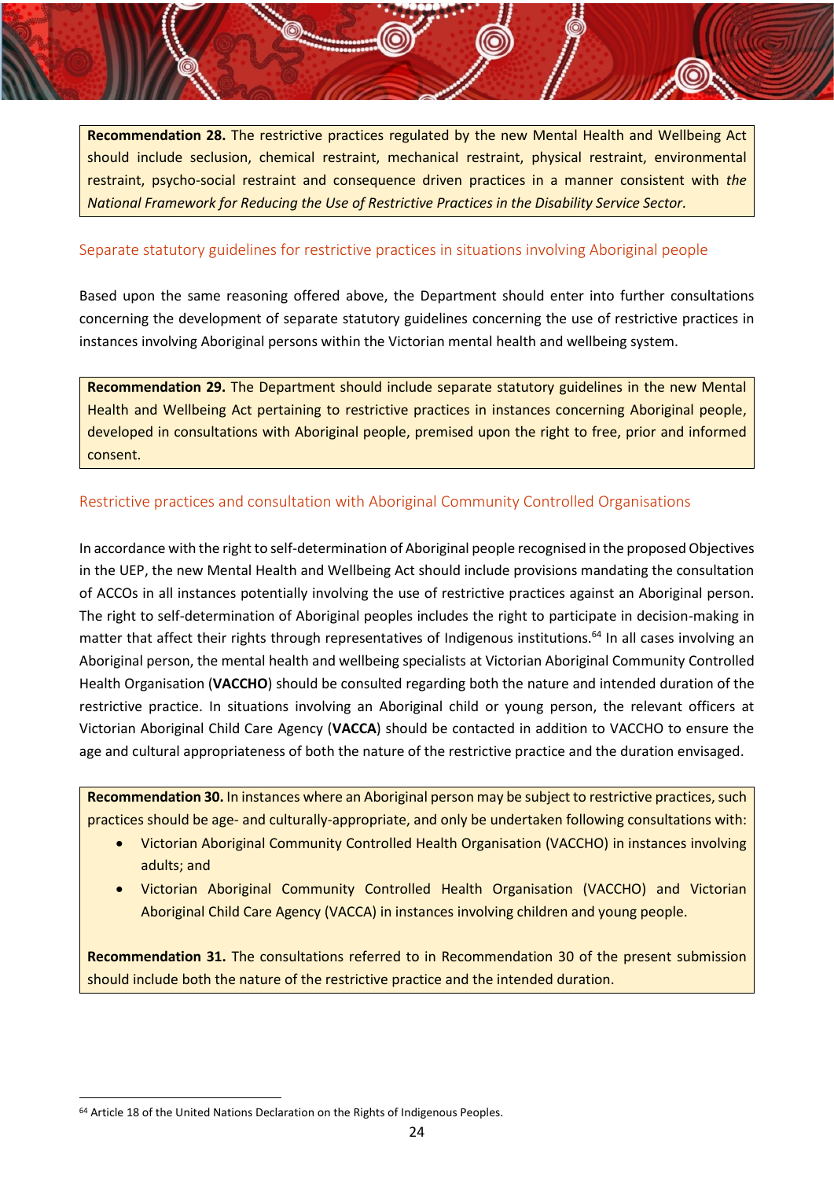**Recommendation 28.** The restrictive practices regulated by the new Mental Health and Wellbeing Act should include seclusion, chemical restraint, mechanical restraint, physical restraint, environmental restraint, psycho-social restraint and consequence driven practices in a manner consistent with *the National Framework for Reducing the Use of Restrictive Practices in the Disability Service Sector.*

### Separate statutory guidelines for restrictive practices in situations involving Aboriginal people

Based upon the same reasoning offered above, the Department should enter into further consultations concerning the development of separate statutory guidelines concerning the use of restrictive practices in instances involving Aboriginal persons within the Victorian mental health and wellbeing system.

**Recommendation 29.** The Department should include separate statutory guidelines in the new Mental Health and Wellbeing Act pertaining to restrictive practices in instances concerning Aboriginal people, developed in consultations with Aboriginal people, premised upon the right to free, prior and informed consent.

### Restrictive practices and consultation with Aboriginal Community Controlled Organisations

In accordance with the right to self-determination of Aboriginal people recognised in the proposed Objectives in the UEP, the new Mental Health and Wellbeing Act should include provisions mandating the consultation of ACCOs in all instances potentially involving the use of restrictive practices against an Aboriginal person. The right to self-determination of Aboriginal peoples includes the right to participate in decision-making in matter that affect their rights through representatives of Indigenous institutions.[64] In all cases involving an Aboriginal person, the mental health and wellbeing specialists at Victorian Aboriginal Community Controlled Health Organisation (**VACCHO**) should be consulted regarding both the nature and intended duration of the restrictive practice. In situations involving an Aboriginal child or young person, the relevant officers at Victorian Aboriginal Child Care Agency (**VACCA**) should be contacted in addition to VACCHO to ensure the age and cultural appropriateness of both the nature of the restrictive practice and the duration envisaged.

**Recommendation 30.** In instances where an Aboriginal person may be subject to restrictive practices, such practices should be age- and culturally-appropriate, and only be undertaken following consultations with:

- Victorian Aboriginal Community Controlled Health Organisation (VACCHO) in instances involving adults; and
- Victorian Aboriginal Community Controlled Health Organisation (VACCHO) and Victorian Aboriginal Child Care Agency (VACCA) in instances involving children and young people.

**Recommendation 31.** The consultations referred to in Recommendation 30 of the present submission should include both the nature of the restrictive practice and the intended duration.

[64] Article 18 of the United Nations Declaration on the Rights of Indigenous Peoples.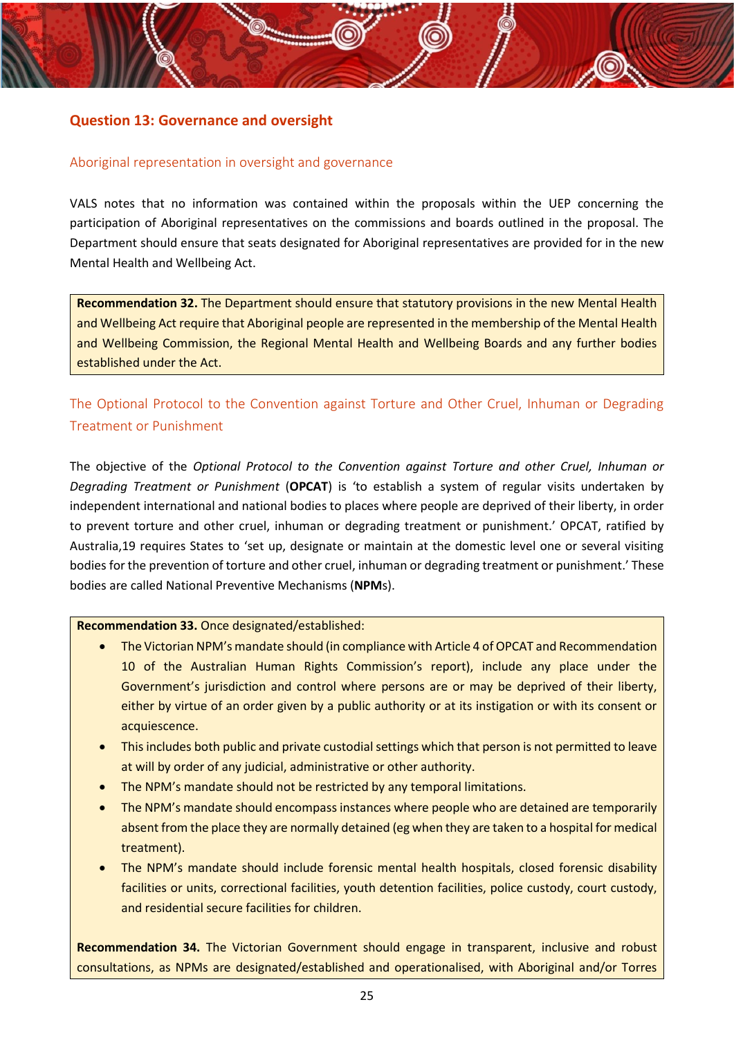## Question 13: Governance and oversight

### Aboriginal representation in oversight and governance

VALS notes that no information was contained within the proposals within the UEP concerning the participation of Aboriginal representatives on the commissions and boards outlined in the proposal. The Department should ensure that seats designated for Aboriginal representatives are provided for in the new Mental Health and Wellbeing Act.

> **Recommendation 32.** The Department should ensure that statutory provisions in the new Mental Health and Wellbeing Act require that Aboriginal people are represented in the membership of the Mental Health and Wellbeing Commission, the Regional Mental Health and Wellbeing Boards and any further bodies established under the Act.

### The Optional Protocol to the Convention against Torture and Other Cruel, Inhuman or Degrading Treatment or Punishment

The objective of the *Optional Protocol to the Convention against Torture and other Cruel, Inhuman or Degrading Treatment or Punishment* (**OPCAT**) is 'to establish a system of regular visits undertaken by independent international and national bodies to places where people are deprived of their liberty, in order to prevent torture and other cruel, inhuman or degrading treatment or punishment.' OPCAT, ratified by Australia,[19] requires States to 'set up, designate or maintain at the domestic level one or several visiting bodies for the prevention of torture and other cruel, inhuman or degrading treatment or punishment.' These bodies are called National Preventive Mechanisms (**NPM**s).

> **Recommendation 33.** Once designated/established:
>
> - The Victorian NPM's mandate should (in compliance with Article 4 of OPCAT and Recommendation 10 of the Australian Human Rights Commission's report), include any place under the Government's jurisdiction and control where persons are or may be deprived of their liberty, either by virtue of an order given by a public authority or at its instigation or with its consent or acquiescence.
> - This includes both public and private custodial settings which that person is not permitted to leave at will by order of any judicial, administrative or other authority.
> - The NPM's mandate should not be restricted by any temporal limitations.
> - The NPM's mandate should encompass instances where people who are detained are temporarily absent from the place they are normally detained (eg when they are taken to a hospital for medical treatment).
> - The NPM's mandate should include forensic mental health hospitals, closed forensic disability facilities or units, correctional facilities, youth detention facilities, police custody, court custody, and residential secure facilities for children.
>
> **Recommendation 34.** The Victorian Government should engage in transparent, inclusive and robust consultations, as NPMs are designated/established and operationalised, with Aboriginal and/or Torres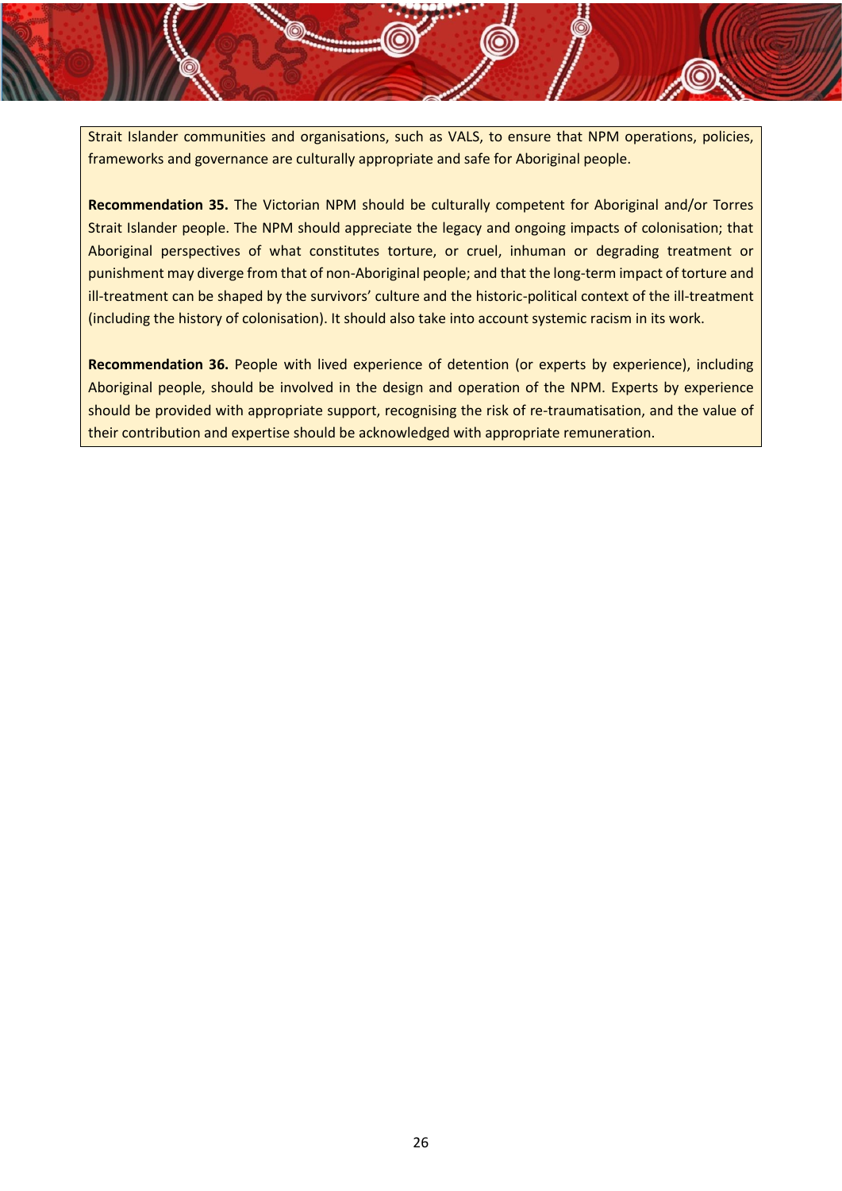Strait Islander communities and organisations, such as VALS, to ensure that NPM operations, policies, frameworks and governance are culturally appropriate and safe for Aboriginal people.

**Recommendation 35.** The Victorian NPM should be culturally competent for Aboriginal and/or Torres Strait Islander people. The NPM should appreciate the legacy and ongoing impacts of colonisation; that Aboriginal perspectives of what constitutes torture, or cruel, inhuman or degrading treatment or punishment may diverge from that of non-Aboriginal people; and that the long-term impact of torture and ill-treatment can be shaped by the survivors' culture and the historic-political context of the ill-treatment (including the history of colonisation). It should also take into account systemic racism in its work.

**Recommendation 36.** People with lived experience of detention (or experts by experience), including Aboriginal people, should be involved in the design and operation of the NPM. Experts by experience should be provided with appropriate support, recognising the risk of re-traumatisation, and the value of their contribution and expertise should be acknowledged with appropriate remuneration.